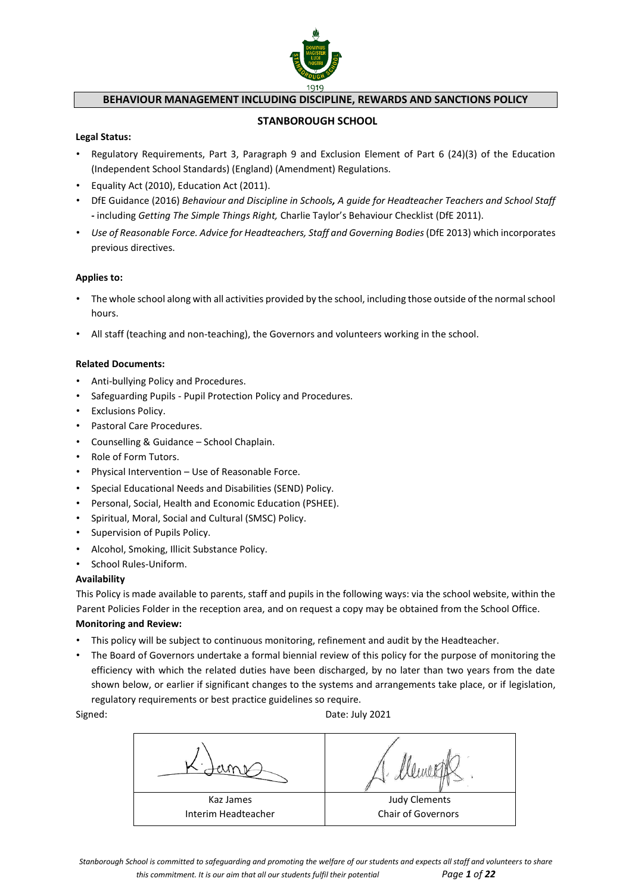# BEHAVIOUR MANAGEMENT INCLUDING DISCIPLINE, REWARDS AND SANCTIONS POLICY

## STANBOROUGH SCHOOL

**Legal Status:**

- Regulatory Requirements, Part 3, Paragraph 9 and Exclusion Element of Part 6 (24)(3) of the Education (Independent School Standards) (England) (Amendment) Regulations.
- Equality Act (2010), Education Act (2011).
- DfE Guidance (2016) *Behaviour and Discipline in Schools*, *A guide for Headteacher Teachers and School Staff* **-** including *Getting The Simple Things Right,* Charlie Taylor's Behaviour Checklist (DfE 2011).
- *Use of Reasonable Force. Advice for Headteachers, Staff and Governing Bodies* (DfE 2013) which incorporates previous directives.

**Applies to:**

- The whole school along with all activities provided by the school, including those outside of the normal school hours.
- All staff (teaching and non-teaching), the Governors and volunteers working in the school.

**Related Documents:**

- Anti-bullying Policy and Procedures.
- Safeguarding Pupils - Pupil Protection Policy and Procedures.
- Exclusions Policy.
- Pastoral Care Procedures.
- Counselling & Guidance – School Chaplain.
- Role of Form Tutors.
- Physical Intervention – Use of Reasonable Force.
- Special Educational Needs and Disabilities (SEND) Policy.
- Personal, Social, Health and Economic Education (PSHEE).
- Spiritual, Moral, Social and Cultural (SMSC) Policy.
- Supervision of Pupils Policy.
- Alcohol, Smoking, Illicit Substance Policy.
- School Rules-Uniform.

**Availability**

This Policy is made available to parents, staff and pupils in the following ways: via the school website, within the Parent Policies Folder in the reception area, and on request a copy may be obtained from the School Office.

**Monitoring and Review:**

- This policy will be subject to continuous monitoring, refinement and audit by the Headteacher.
- The Board of Governors undertake a formal biennial review of this policy for the purpose of monitoring the efficiency with which the related duties have been discharged, by no later than two years from the date shown below, or earlier if significant changes to the systems and arrangements take place, or if legislation, regulatory requirements or best practice guidelines so require.

Signed: Date: July 2021

| | |
|---|---|
| Kaz James<br>Interim Headteacher | Judy Clements<br>Chair of Governors |

*Stanborough School is committed to safeguarding and promoting the welfare of our students and expects all staff and volunteers to share this commitment. It is our aim that all our students fulfil their potential*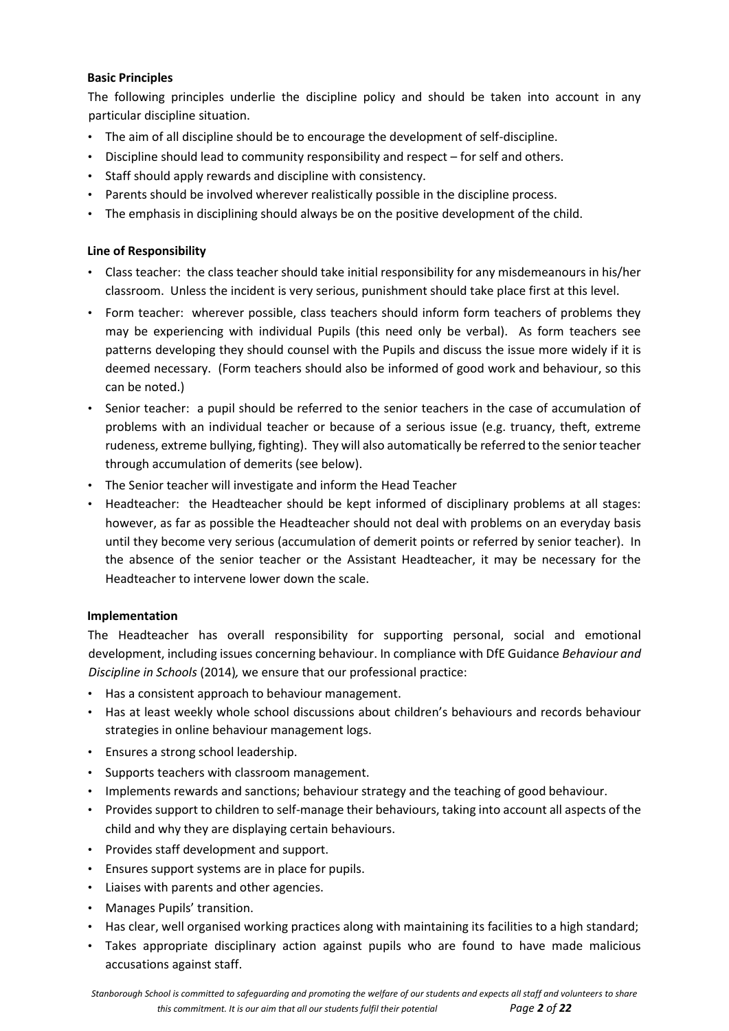**Basic Principles**

The following principles underlie the discipline policy and should be taken into account in any particular discipline situation.

- The aim of all discipline should be to encourage the development of self-discipline.
- Discipline should lead to community responsibility and respect – for self and others.
- Staff should apply rewards and discipline with consistency.
- Parents should be involved wherever realistically possible in the discipline process.
- The emphasis in disciplining should always be on the positive development of the child.

**Line of Responsibility**

- Class teacher: the class teacher should take initial responsibility for any misdemeanours in his/her classroom. Unless the incident is very serious, punishment should take place first at this level.
- Form teacher: wherever possible, class teachers should inform form teachers of problems they may be experiencing with individual Pupils (this need only be verbal). As form teachers see patterns developing they should counsel with the Pupils and discuss the issue more widely if it is deemed necessary. (Form teachers should also be informed of good work and behaviour, so this can be noted.)
- Senior teacher: a pupil should be referred to the senior teachers in the case of accumulation of problems with an individual teacher or because of a serious issue (e.g. truancy, theft, extreme rudeness, extreme bullying, fighting). They will also automatically be referred to the senior teacher through accumulation of demerits (see below).
- The Senior teacher will investigate and inform the Head Teacher
- Headteacher: the Headteacher should be kept informed of disciplinary problems at all stages: however, as far as possible the Headteacher should not deal with problems on an everyday basis until they become very serious (accumulation of demerit points or referred by senior teacher). In the absence of the senior teacher or the Assistant Headteacher, it may be necessary for the Headteacher to intervene lower down the scale.

**Implementation**

The Headteacher has overall responsibility for supporting personal, social and emotional development, including issues concerning behaviour. In compliance with DfE Guidance *Behaviour and Discipline in Schools* (2014)*,* we ensure that our professional practice:

- Has a consistent approach to behaviour management.
- Has at least weekly whole school discussions about children's behaviours and records behaviour strategies in online behaviour management logs.
- Ensures a strong school leadership.
- Supports teachers with classroom management.
- Implements rewards and sanctions; behaviour strategy and the teaching of good behaviour.
- Provides support to children to self-manage their behaviours, taking into account all aspects of the child and why they are displaying certain behaviours.
- Provides staff development and support.
- Ensures support systems are in place for pupils.
- Liaises with parents and other agencies.
- Manages Pupils' transition.
- Has clear, well organised working practices along with maintaining its facilities to a high standard;
- Takes appropriate disciplinary action against pupils who are found to have made malicious accusations against staff.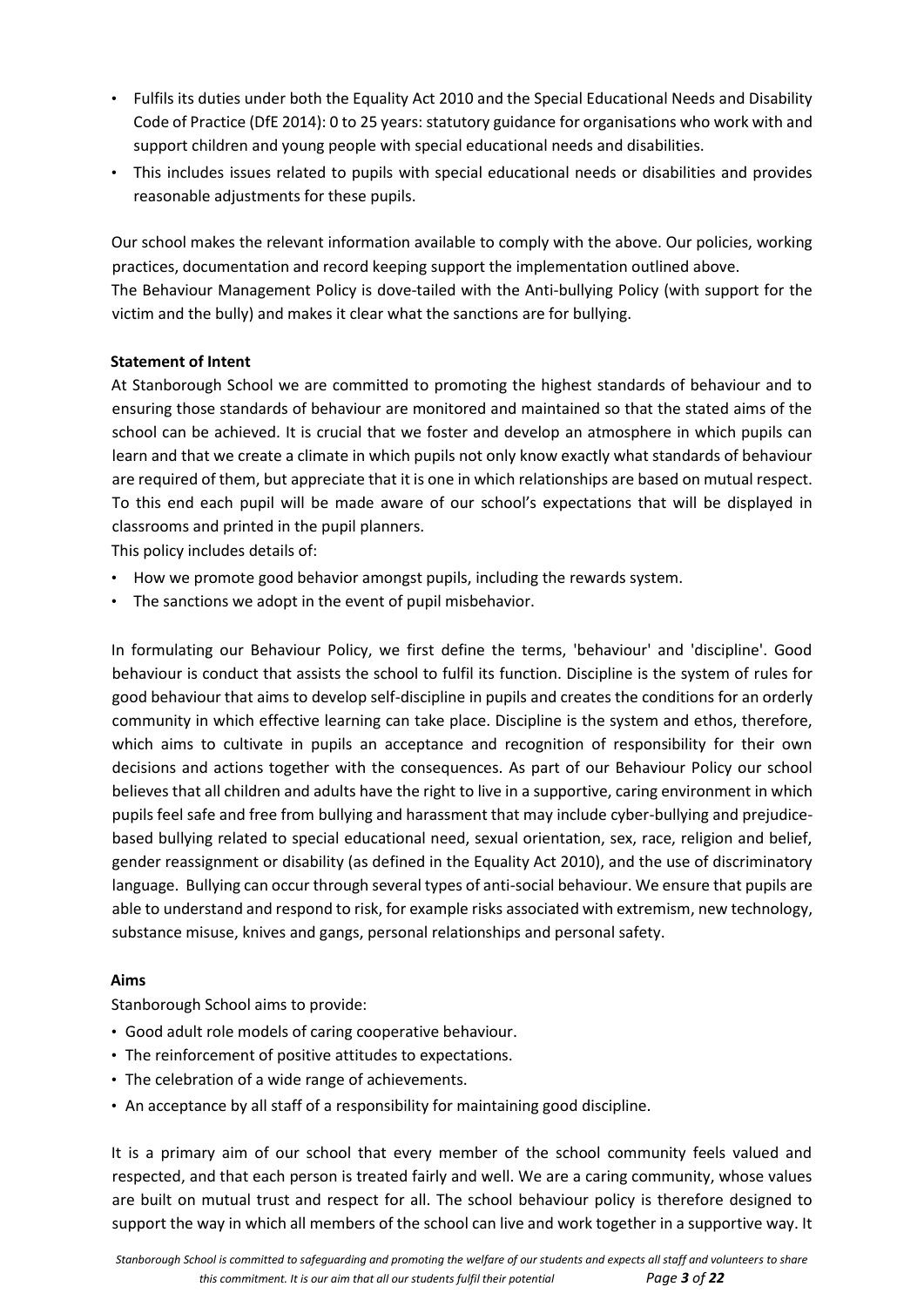- Fulfils its duties under both the Equality Act 2010 and the Special Educational Needs and Disability Code of Practice (DfE 2014): 0 to 25 years: statutory guidance for organisations who work with and support children and young people with special educational needs and disabilities.
- This includes issues related to pupils with special educational needs or disabilities and provides reasonable adjustments for these pupils.

Our school makes the relevant information available to comply with the above. Our policies, working practices, documentation and record keeping support the implementation outlined above.
The Behaviour Management Policy is dove-tailed with the Anti-bullying Policy (with support for the victim and the bully) and makes it clear what the sanctions are for bullying.

**Statement of Intent**

At Stanborough School we are committed to promoting the highest standards of behaviour and to ensuring those standards of behaviour are monitored and maintained so that the stated aims of the school can be achieved. It is crucial that we foster and develop an atmosphere in which pupils can learn and that we create a climate in which pupils not only know exactly what standards of behaviour are required of them, but appreciate that it is one in which relationships are based on mutual respect. To this end each pupil will be made aware of our school's expectations that will be displayed in classrooms and printed in the pupil planners.

This policy includes details of:

- How we promote good behavior amongst pupils, including the rewards system.
- The sanctions we adopt in the event of pupil misbehavior.

In formulating our Behaviour Policy, we first define the terms, 'behaviour' and 'discipline'. Good behaviour is conduct that assists the school to fulfil its function. Discipline is the system of rules for good behaviour that aims to develop self-discipline in pupils and creates the conditions for an orderly community in which effective learning can take place. Discipline is the system and ethos, therefore, which aims to cultivate in pupils an acceptance and recognition of responsibility for their own decisions and actions together with the consequences. As part of our Behaviour Policy our school believes that all children and adults have the right to live in a supportive, caring environment in which pupils feel safe and free from bullying and harassment that may include cyber-bullying and prejudice-based bullying related to special educational need, sexual orientation, sex, race, religion and belief, gender reassignment or disability (as defined in the Equality Act 2010), and the use of discriminatory language. Bullying can occur through several types of anti-social behaviour. We ensure that pupils are able to understand and respond to risk, for example risks associated with extremism, new technology, substance misuse, knives and gangs, personal relationships and personal safety.

**Aims**

Stanborough School aims to provide:

- Good adult role models of caring cooperative behaviour.
- The reinforcement of positive attitudes to expectations.
- The celebration of a wide range of achievements.
- An acceptance by all staff of a responsibility for maintaining good discipline.

It is a primary aim of our school that every member of the school community feels valued and respected, and that each person is treated fairly and well. We are a caring community, whose values are built on mutual trust and respect for all. The school behaviour policy is therefore designed to support the way in which all members of the school can live and work together in a supportive way. It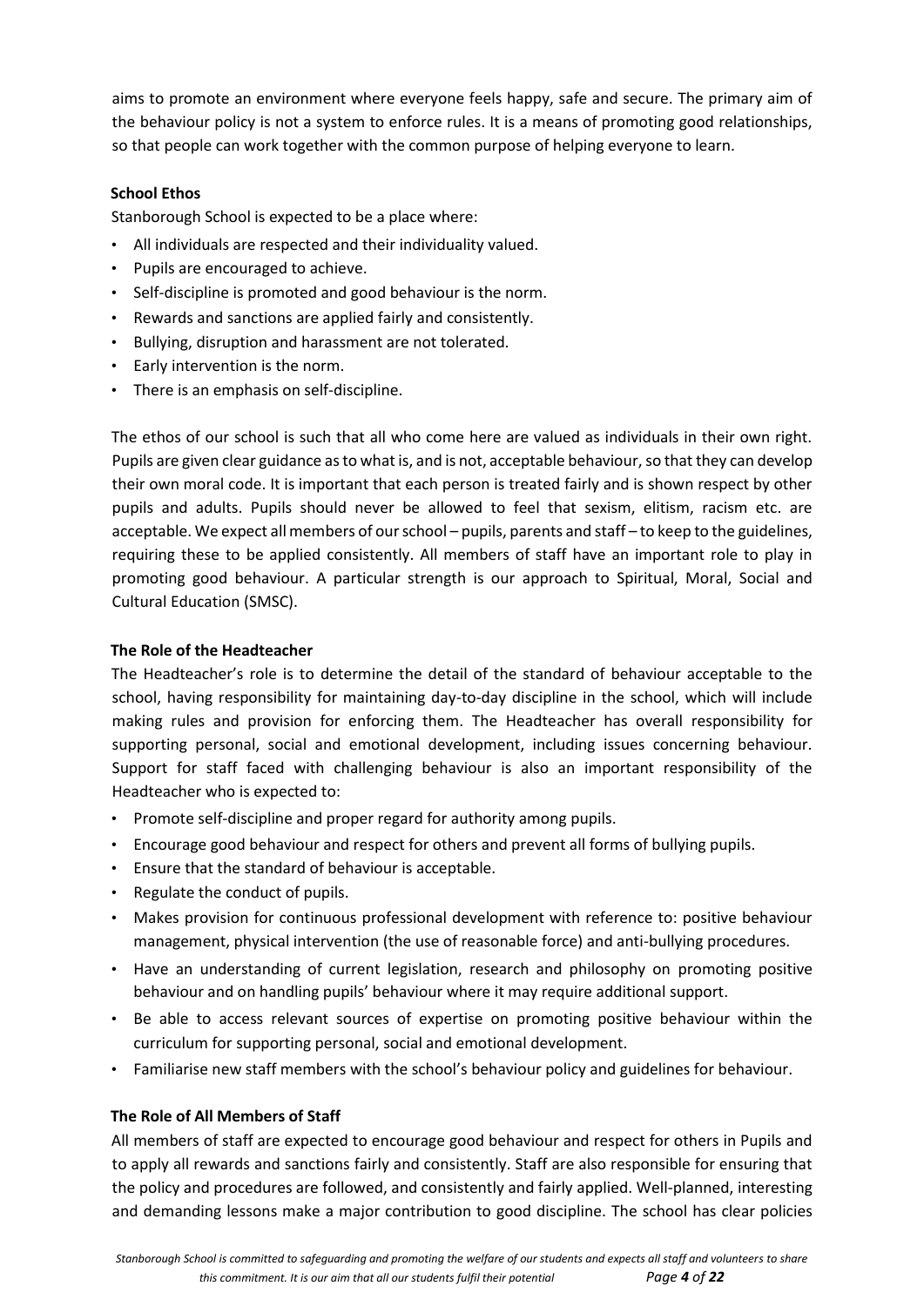aims to promote an environment where everyone feels happy, safe and secure. The primary aim of the behaviour policy is not a system to enforce rules. It is a means of promoting good relationships, so that people can work together with the common purpose of helping everyone to learn.

**School Ethos**

Stanborough School is expected to be a place where:

- All individuals are respected and their individuality valued.
- Pupils are encouraged to achieve.
- Self-discipline is promoted and good behaviour is the norm.
- Rewards and sanctions are applied fairly and consistently.
- Bullying, disruption and harassment are not tolerated.
- Early intervention is the norm.
- There is an emphasis on self-discipline.

The ethos of our school is such that all who come here are valued as individuals in their own right. Pupils are given clear guidance as to what is, and is not, acceptable behaviour, so that they can develop their own moral code. It is important that each person is treated fairly and is shown respect by other pupils and adults. Pupils should never be allowed to feel that sexism, elitism, racism etc. are acceptable. We expect all members of our school – pupils, parents and staff – to keep to the guidelines, requiring these to be applied consistently. All members of staff have an important role to play in promoting good behaviour. A particular strength is our approach to Spiritual, Moral, Social and Cultural Education (SMSC).

**The Role of the Headteacher**

The Headteacher's role is to determine the detail of the standard of behaviour acceptable to the school, having responsibility for maintaining day-to-day discipline in the school, which will include making rules and provision for enforcing them. The Headteacher has overall responsibility for supporting personal, social and emotional development, including issues concerning behaviour. Support for staff faced with challenging behaviour is also an important responsibility of the Headteacher who is expected to:

- Promote self-discipline and proper regard for authority among pupils.
- Encourage good behaviour and respect for others and prevent all forms of bullying pupils.
- Ensure that the standard of behaviour is acceptable.
- Regulate the conduct of pupils.
- Makes provision for continuous professional development with reference to: positive behaviour management, physical intervention (the use of reasonable force) and anti-bullying procedures.
- Have an understanding of current legislation, research and philosophy on promoting positive behaviour and on handling pupils' behaviour where it may require additional support.
- Be able to access relevant sources of expertise on promoting positive behaviour within the curriculum for supporting personal, social and emotional development.
- Familiarise new staff members with the school's behaviour policy and guidelines for behaviour.

**The Role of All Members of Staff**

All members of staff are expected to encourage good behaviour and respect for others in Pupils and to apply all rewards and sanctions fairly and consistently. Staff are also responsible for ensuring that the policy and procedures are followed, and consistently and fairly applied. Well-planned, interesting and demanding lessons make a major contribution to good discipline. The school has clear policies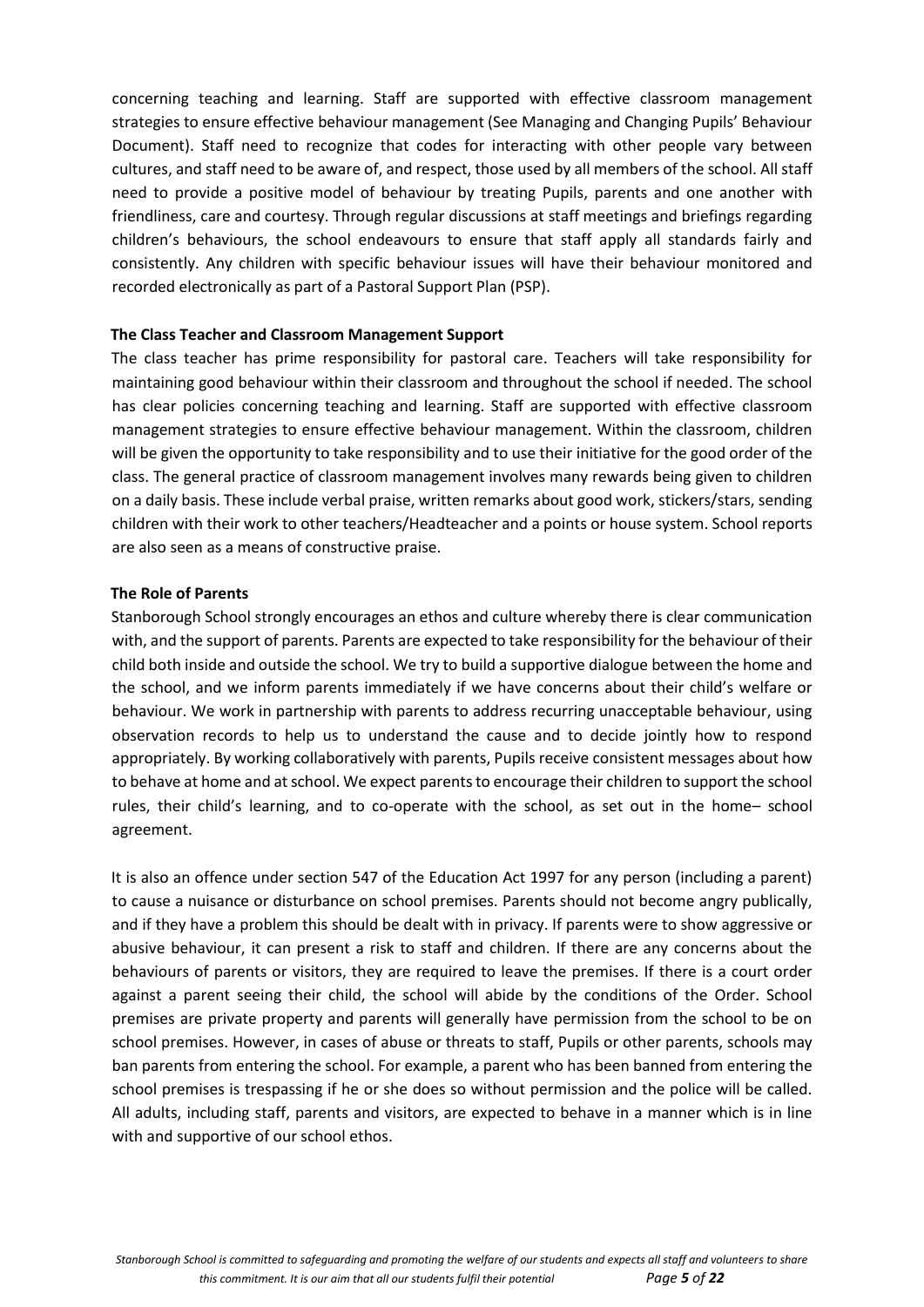concerning teaching and learning. Staff are supported with effective classroom management strategies to ensure effective behaviour management (See Managing and Changing Pupils' Behaviour Document). Staff need to recognize that codes for interacting with other people vary between cultures, and staff need to be aware of, and respect, those used by all members of the school. All staff need to provide a positive model of behaviour by treating Pupils, parents and one another with friendliness, care and courtesy. Through regular discussions at staff meetings and briefings regarding children's behaviours, the school endeavours to ensure that staff apply all standards fairly and consistently. Any children with specific behaviour issues will have their behaviour monitored and recorded electronically as part of a Pastoral Support Plan (PSP).

**The Class Teacher and Classroom Management Support**

The class teacher has prime responsibility for pastoral care. Teachers will take responsibility for maintaining good behaviour within their classroom and throughout the school if needed. The school has clear policies concerning teaching and learning. Staff are supported with effective classroom management strategies to ensure effective behaviour management. Within the classroom, children will be given the opportunity to take responsibility and to use their initiative for the good order of the class. The general practice of classroom management involves many rewards being given to children on a daily basis. These include verbal praise, written remarks about good work, stickers/stars, sending children with their work to other teachers/Headteacher and a points or house system. School reports are also seen as a means of constructive praise.

**The Role of Parents**

Stanborough School strongly encourages an ethos and culture whereby there is clear communication with, and the support of parents. Parents are expected to take responsibility for the behaviour of their child both inside and outside the school. We try to build a supportive dialogue between the home and the school, and we inform parents immediately if we have concerns about their child's welfare or behaviour. We work in partnership with parents to address recurring unacceptable behaviour, using observation records to help us to understand the cause and to decide jointly how to respond appropriately. By working collaboratively with parents, Pupils receive consistent messages about how to behave at home and at school. We expect parents to encourage their children to support the school rules, their child's learning, and to co-operate with the school, as set out in the home– school agreement.

It is also an offence under section 547 of the Education Act 1997 for any person (including a parent) to cause a nuisance or disturbance on school premises. Parents should not become angry publically, and if they have a problem this should be dealt with in privacy. If parents were to show aggressive or abusive behaviour, it can present a risk to staff and children. If there are any concerns about the behaviours of parents or visitors, they are required to leave the premises. If there is a court order against a parent seeing their child, the school will abide by the conditions of the Order. School premises are private property and parents will generally have permission from the school to be on school premises. However, in cases of abuse or threats to staff, Pupils or other parents, schools may ban parents from entering the school. For example, a parent who has been banned from entering the school premises is trespassing if he or she does so without permission and the police will be called. All adults, including staff, parents and visitors, are expected to behave in a manner which is in line with and supportive of our school ethos.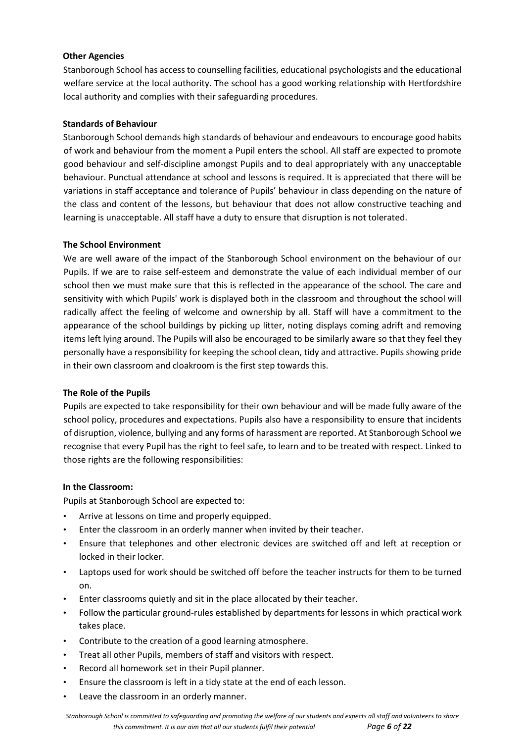**Other Agencies**

Stanborough School has access to counselling facilities, educational psychologists and the educational welfare service at the local authority. The school has a good working relationship with Hertfordshire local authority and complies with their safeguarding procedures.

**Standards of Behaviour**

Stanborough School demands high standards of behaviour and endeavours to encourage good habits of work and behaviour from the moment a Pupil enters the school. All staff are expected to promote good behaviour and self-discipline amongst Pupils and to deal appropriately with any unacceptable behaviour. Punctual attendance at school and lessons is required. It is appreciated that there will be variations in staff acceptance and tolerance of Pupils' behaviour in class depending on the nature of the class and content of the lessons, but behaviour that does not allow constructive teaching and learning is unacceptable. All staff have a duty to ensure that disruption is not tolerated.

**The School Environment**

We are well aware of the impact of the Stanborough School environment on the behaviour of our Pupils. If we are to raise self-esteem and demonstrate the value of each individual member of our school then we must make sure that this is reflected in the appearance of the school. The care and sensitivity with which Pupils' work is displayed both in the classroom and throughout the school will radically affect the feeling of welcome and ownership by all. Staff will have a commitment to the appearance of the school buildings by picking up litter, noting displays coming adrift and removing items left lying around. The Pupils will also be encouraged to be similarly aware so that they feel they personally have a responsibility for keeping the school clean, tidy and attractive. Pupils showing pride in their own classroom and cloakroom is the first step towards this.

**The Role of the Pupils**

Pupils are expected to take responsibility for their own behaviour and will be made fully aware of the school policy, procedures and expectations. Pupils also have a responsibility to ensure that incidents of disruption, violence, bullying and any forms of harassment are reported. At Stanborough School we recognise that every Pupil has the right to feel safe, to learn and to be treated with respect. Linked to those rights are the following responsibilities:

**In the Classroom:**

Pupils at Stanborough School are expected to:

- Arrive at lessons on time and properly equipped.
- Enter the classroom in an orderly manner when invited by their teacher.
- Ensure that telephones and other electronic devices are switched off and left at reception or locked in their locker.
- Laptops used for work should be switched off before the teacher instructs for them to be turned on.
- Enter classrooms quietly and sit in the place allocated by their teacher.
- Follow the particular ground-rules established by departments for lessons in which practical work takes place.
- Contribute to the creation of a good learning atmosphere.
- Treat all other Pupils, members of staff and visitors with respect.
- Record all homework set in their Pupil planner.
- Ensure the classroom is left in a tidy state at the end of each lesson.
- Leave the classroom in an orderly manner.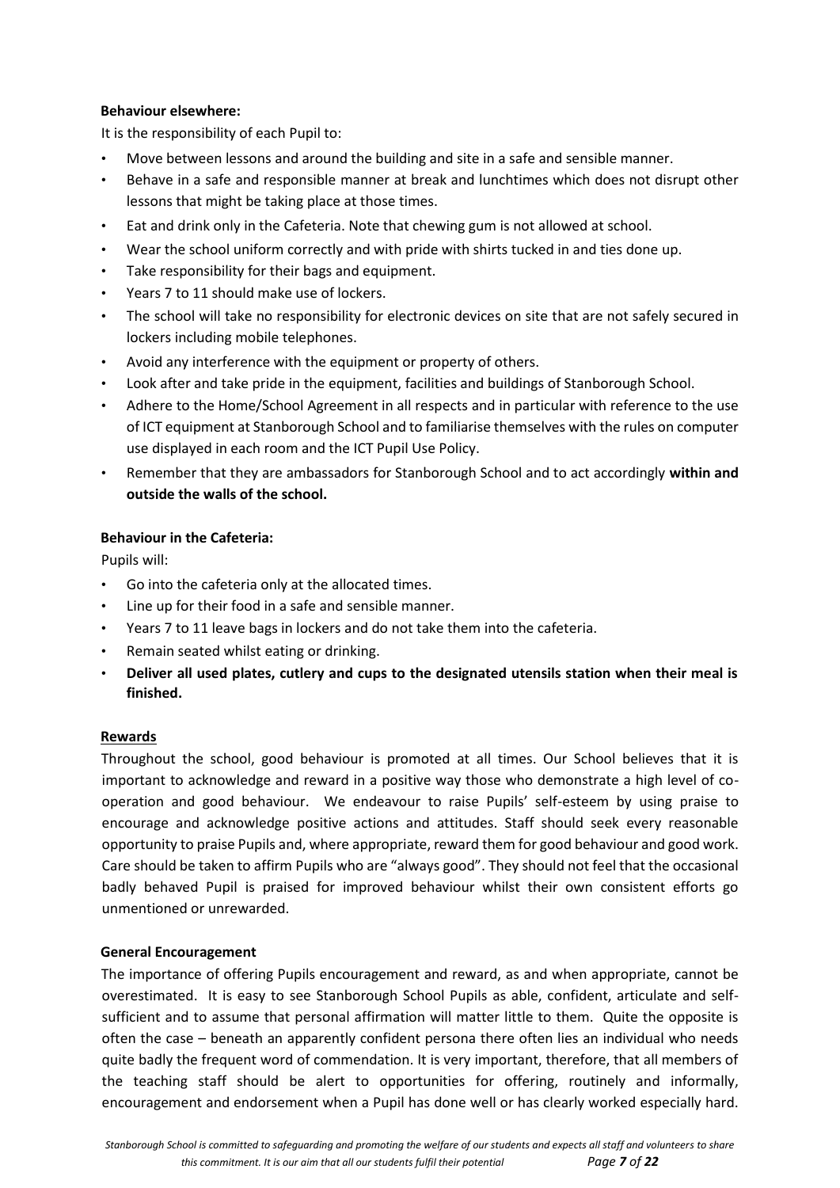**Behaviour elsewhere:**

It is the responsibility of each Pupil to:

- Move between lessons and around the building and site in a safe and sensible manner.
- Behave in a safe and responsible manner at break and lunchtimes which does not disrupt other lessons that might be taking place at those times.
- Eat and drink only in the Cafeteria. Note that chewing gum is not allowed at school.
- Wear the school uniform correctly and with pride with shirts tucked in and ties done up.
- Take responsibility for their bags and equipment.
- Years 7 to 11 should make use of lockers.
- The school will take no responsibility for electronic devices on site that are not safely secured in lockers including mobile telephones.
- Avoid any interference with the equipment or property of others.
- Look after and take pride in the equipment, facilities and buildings of Stanborough School.
- Adhere to the Home/School Agreement in all respects and in particular with reference to the use of ICT equipment at Stanborough School and to familiarise themselves with the rules on computer use displayed in each room and the ICT Pupil Use Policy.
- Remember that they are ambassadors for Stanborough School and to act accordingly **within and outside the walls of the school.**

**Behaviour in the Cafeteria:**

Pupils will:

- Go into the cafeteria only at the allocated times.
- Line up for their food in a safe and sensible manner.
- Years 7 to 11 leave bags in lockers and do not take them into the cafeteria.
- Remain seated whilst eating or drinking.
- **Deliver all used plates, cutlery and cups to the designated utensils station when their meal is finished.**

**Rewards**

Throughout the school, good behaviour is promoted at all times. Our School believes that it is important to acknowledge and reward in a positive way those who demonstrate a high level of co-operation and good behaviour. We endeavour to raise Pupils' self-esteem by using praise to encourage and acknowledge positive actions and attitudes. Staff should seek every reasonable opportunity to praise Pupils and, where appropriate, reward them for good behaviour and good work. Care should be taken to affirm Pupils who are "always good". They should not feel that the occasional badly behaved Pupil is praised for improved behaviour whilst their own consistent efforts go unmentioned or unrewarded.

**General Encouragement**

The importance of offering Pupils encouragement and reward, as and when appropriate, cannot be overestimated. It is easy to see Stanborough School Pupils as able, confident, articulate and self-sufficient and to assume that personal affirmation will matter little to them. Quite the opposite is often the case – beneath an apparently confident persona there often lies an individual who needs quite badly the frequent word of commendation. It is very important, therefore, that all members of the teaching staff should be alert to opportunities for offering, routinely and informally, encouragement and endorsement when a Pupil has done well or has clearly worked especially hard.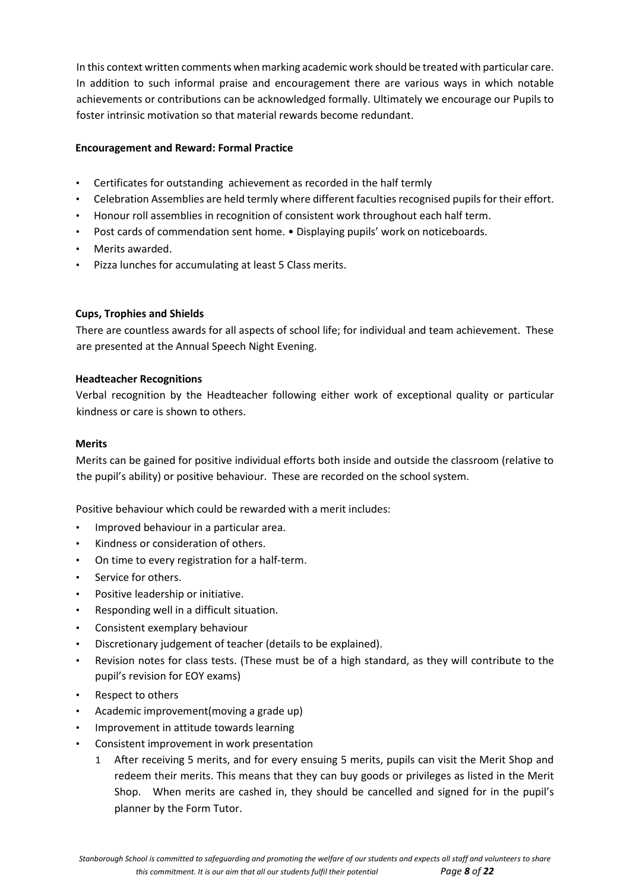In this context written comments when marking academic work should be treated with particular care. In addition to such informal praise and encouragement there are various ways in which notable achievements or contributions can be acknowledged formally. Ultimately we encourage our Pupils to foster intrinsic motivation so that material rewards become redundant.

**Encouragement and Reward: Formal Practice**

- Certificates for outstanding achievement as recorded in the half termly
- Celebration Assemblies are held termly where different faculties recognised pupils for their effort.
- Honour roll assemblies in recognition of consistent work throughout each half term.
- Post cards of commendation sent home. • Displaying pupils' work on noticeboards.
- Merits awarded.
- Pizza lunches for accumulating at least 5 Class merits.

**Cups, Trophies and Shields**

There are countless awards for all aspects of school life; for individual and team achievement. These are presented at the Annual Speech Night Evening.

**Headteacher Recognitions**

Verbal recognition by the Headteacher following either work of exceptional quality or particular kindness or care is shown to others.

**Merits**

Merits can be gained for positive individual efforts both inside and outside the classroom (relative to the pupil's ability) or positive behaviour. These are recorded on the school system.

Positive behaviour which could be rewarded with a merit includes:

- Improved behaviour in a particular area.
- Kindness or consideration of others.
- On time to every registration for a half-term.
- Service for others.
- Positive leadership or initiative.
- Responding well in a difficult situation.
- Consistent exemplary behaviour
- Discretionary judgement of teacher (details to be explained).
- Revision notes for class tests. (These must be of a high standard, as they will contribute to the pupil's revision for EOY exams)
- Respect to others
- Academic improvement(moving a grade up)
- Improvement in attitude towards learning
- Consistent improvement in work presentation
  1. After receiving 5 merits, and for every ensuing 5 merits, pupils can visit the Merit Shop and redeem their merits. This means that they can buy goods or privileges as listed in the Merit Shop. When merits are cashed in, they should be cancelled and signed for in the pupil's planner by the Form Tutor.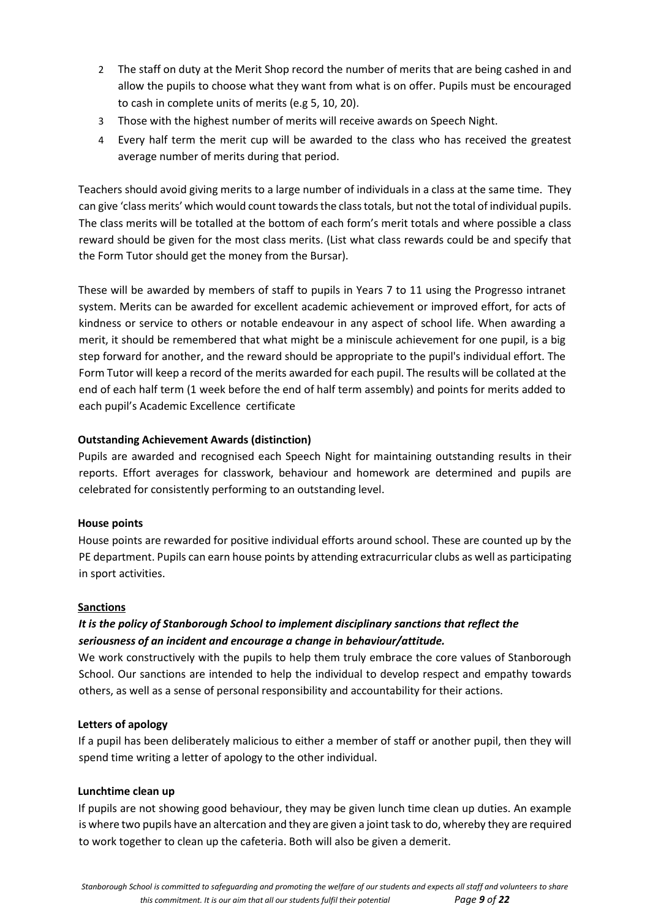2. The staff on duty at the Merit Shop record the number of merits that are being cashed in and allow the pupils to choose what they want from what is on offer. Pupils must be encouraged to cash in complete units of merits (e.g 5, 10, 20).
3. Those with the highest number of merits will receive awards on Speech Night.
4. Every half term the merit cup will be awarded to the class who has received the greatest average number of merits during that period.

Teachers should avoid giving merits to a large number of individuals in a class at the same time. They can give 'class merits' which would count towards the class totals, but not the total of individual pupils. The class merits will be totalled at the bottom of each form's merit totals and where possible a class reward should be given for the most class merits. (List what class rewards could be and specify that the Form Tutor should get the money from the Bursar).

These will be awarded by members of staff to pupils in Years 7 to 11 using the Progresso intranet system. Merits can be awarded for excellent academic achievement or improved effort, for acts of kindness or service to others or notable endeavour in any aspect of school life. When awarding a merit, it should be remembered that what might be a miniscule achievement for one pupil, is a big step forward for another, and the reward should be appropriate to the pupil's individual effort. The Form Tutor will keep a record of the merits awarded for each pupil. The results will be collated at the end of each half term (1 week before the end of half term assembly) and points for merits added to each pupil's Academic Excellence certificate

**Outstanding Achievement Awards (distinction)**

Pupils are awarded and recognised each Speech Night for maintaining outstanding results in their reports. Effort averages for classwork, behaviour and homework are determined and pupils are celebrated for consistently performing to an outstanding level.

**House points**

House points are rewarded for positive individual efforts around school. These are counted up by the PE department. Pupils can earn house points by attending extracurricular clubs as well as participating in sport activities.

**Sanctions**

***It is the policy of Stanborough School to implement disciplinary sanctions that reflect the seriousness of an incident and encourage a change in behaviour/attitude.***

We work constructively with the pupils to help them truly embrace the core values of Stanborough School. Our sanctions are intended to help the individual to develop respect and empathy towards others, as well as a sense of personal responsibility and accountability for their actions.

**Letters of apology**

If a pupil has been deliberately malicious to either a member of staff or another pupil, then they will spend time writing a letter of apology to the other individual.

**Lunchtime clean up**

If pupils are not showing good behaviour, they may be given lunch time clean up duties. An example is where two pupils have an altercation and they are given a joint task to do, whereby they are required to work together to clean up the cafeteria. Both will also be given a demerit.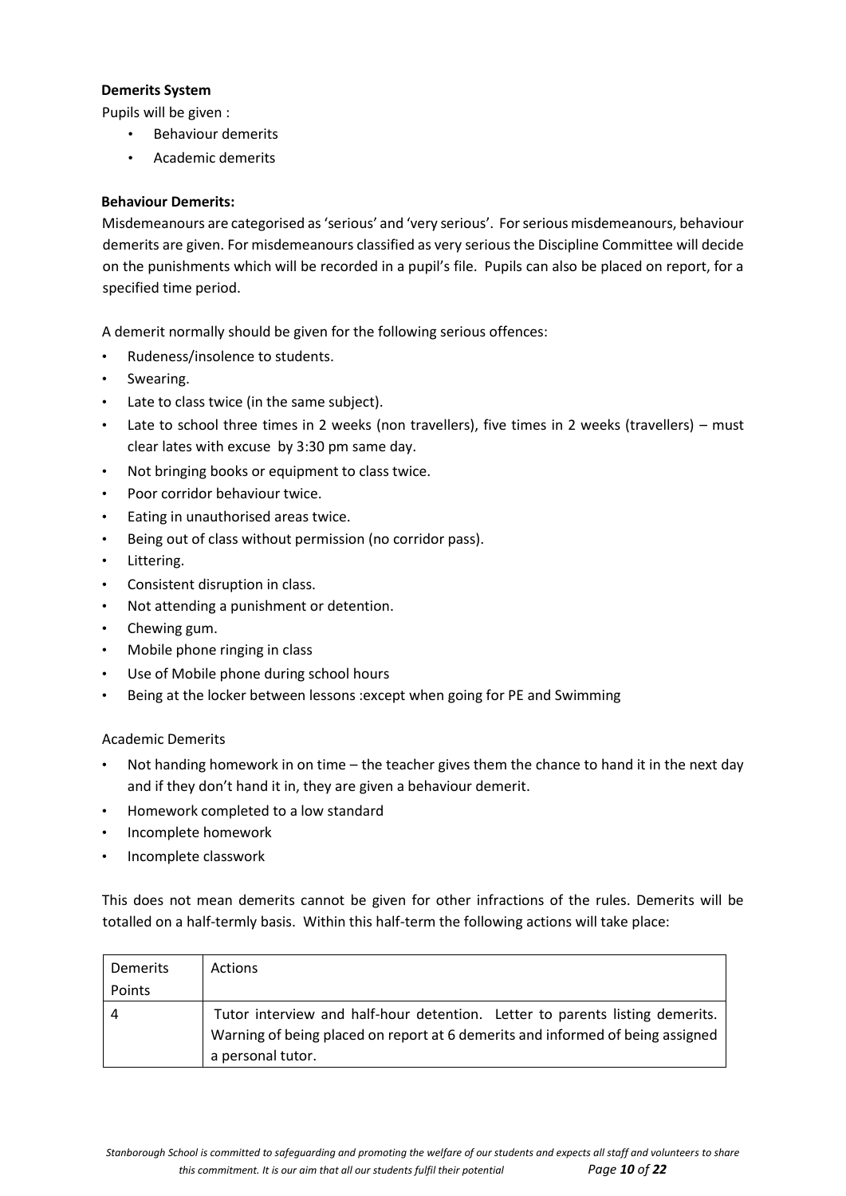**Demerits System**

Pupils will be given :

- Behaviour demerits
- Academic demerits

**Behaviour Demerits:**

Misdemeanours are categorised as 'serious' and 'very serious'. For serious misdemeanours, behaviour demerits are given. For misdemeanours classified as very serious the Discipline Committee will decide on the punishments which will be recorded in a pupil's file. Pupils can also be placed on report, for a specified time period.

A demerit normally should be given for the following serious offences:

- Rudeness/insolence to students.
- Swearing.
- Late to class twice (in the same subject).
- Late to school three times in 2 weeks (non travellers), five times in 2 weeks (travellers) – must clear lates with excuse by 3:30 pm same day.
- Not bringing books or equipment to class twice.
- Poor corridor behaviour twice.
- Eating in unauthorised areas twice.
- Being out of class without permission (no corridor pass).
- Littering.
- Consistent disruption in class.
- Not attending a punishment or detention.
- Chewing gum.
- Mobile phone ringing in class
- Use of Mobile phone during school hours
- Being at the locker between lessons :except when going for PE and Swimming

Academic Demerits

- Not handing homework in on time – the teacher gives them the chance to hand it in the next day and if they don't hand it in, they are given a behaviour demerit.
- Homework completed to a low standard
- Incomplete homework
- Incomplete classwork

This does not mean demerits cannot be given for other infractions of the rules. Demerits will be totalled on a half-termly basis. Within this half-term the following actions will take place:

| Demerits Points | Actions |
|---|---|
| 4 | Tutor interview and half-hour detention. Letter to parents listing demerits. Warning of being placed on report at 6 demerits and informed of being assigned a personal tutor. |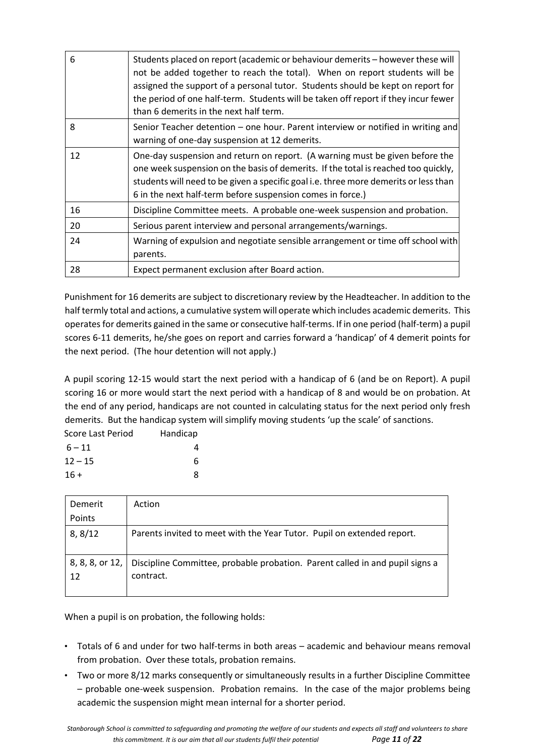| | |
|---|---|
| 6 | Students placed on report (academic or behaviour demerits – however these will not be added together to reach the total). When on report students will be assigned the support of a personal tutor. Students should be kept on report for the period of one half-term. Students will be taken off report if they incur fewer than 6 demerits in the next half term. |
| 8 | Senior Teacher detention – one hour. Parent interview or notified in writing and warning of one-day suspension at 12 demerits. |
| 12 | One-day suspension and return on report. (A warning must be given before the one week suspension on the basis of demerits. If the total is reached too quickly, students will need to be given a specific goal i.e. three more demerits or less than 6 in the next half-term before suspension comes in force.) |
| 16 | Discipline Committee meets. A probable one-week suspension and probation. |
| 20 | Serious parent interview and personal arrangements/warnings. |
| 24 | Warning of expulsion and negotiate sensible arrangement or time off school with parents. |
| 28 | Expect permanent exclusion after Board action. |

Punishment for 16 demerits are subject to discretionary review by the Headteacher. In addition to the half termly total and actions, a cumulative system will operate which includes academic demerits. This operates for demerits gained in the same or consecutive half-terms. If in one period (half-term) a pupil scores 6-11 demerits, he/she goes on report and carries forward a 'handicap' of 4 demerit points for the next period. (The hour detention will not apply.)

A pupil scoring 12-15 would start the next period with a handicap of 6 (and be on Report). A pupil scoring 16 or more would start the next period with a handicap of 8 and would be on probation. At the end of any period, handicaps are not counted in calculating status for the next period only fresh demerits. But the handicap system will simplify moving students 'up the scale' of sanctions.

| Score Last Period | Handicap |
|---|---|
| 6 – 11 | 4 |
| 12 – 15 | 6 |
| 16 + | 8 |

| Demerit Points | Action |
|---|---|
| 8, 8/12 | Parents invited to meet with the Year Tutor. Pupil on extended report. |
| 8, 8, 8, or 12, 12 | Discipline Committee, probable probation. Parent called in and pupil signs a contract. |

When a pupil is on probation, the following holds:

- Totals of 6 and under for two half-terms in both areas – academic and behaviour means removal from probation. Over these totals, probation remains.
- Two or more 8/12 marks consequently or simultaneously results in a further Discipline Committee – probable one-week suspension. Probation remains. In the case of the major problems being academic the suspension might mean internal for a shorter period.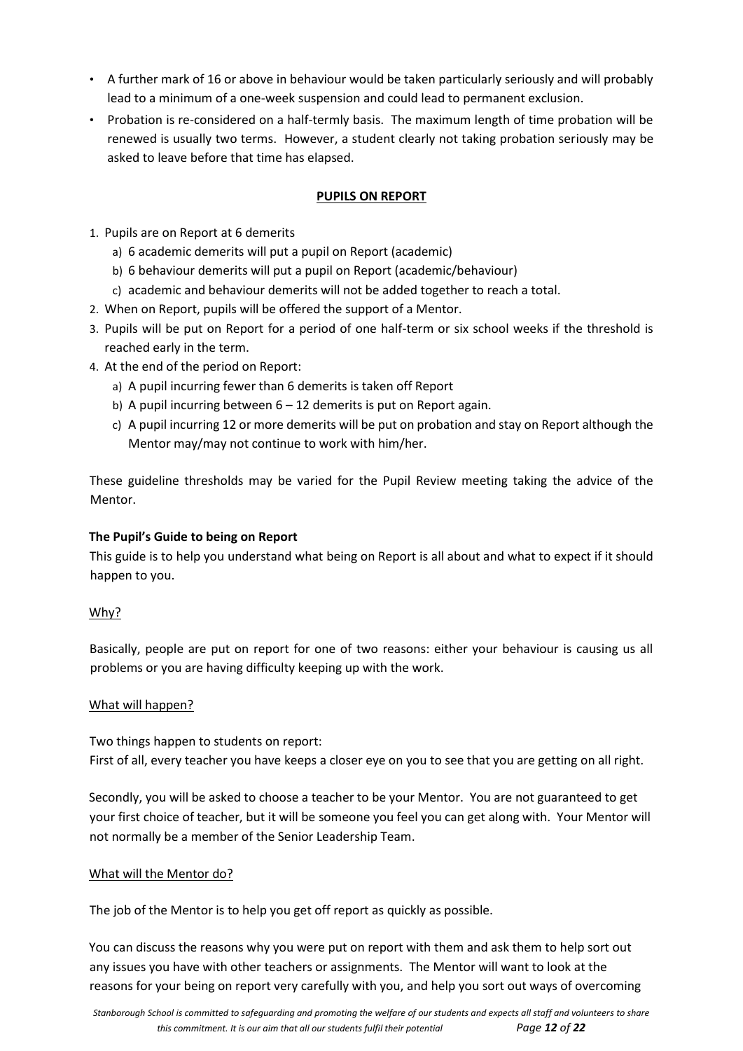- A further mark of 16 or above in behaviour would be taken particularly seriously and will probably lead to a minimum of a one-week suspension and could lead to permanent exclusion.
- Probation is re-considered on a half-termly basis. The maximum length of time probation will be renewed is usually two terms. However, a student clearly not taking probation seriously may be asked to leave before that time has elapsed.

## PUPILS ON REPORT

1. Pupils are on Report at 6 demerits
   a) 6 academic demerits will put a pupil on Report (academic)
   b) 6 behaviour demerits will put a pupil on Report (academic/behaviour)
   c) academic and behaviour demerits will not be added together to reach a total.
2. When on Report, pupils will be offered the support of a Mentor.
3. Pupils will be put on Report for a period of one half-term or six school weeks if the threshold is reached early in the term.
4. At the end of the period on Report:
   a) A pupil incurring fewer than 6 demerits is taken off Report
   b) A pupil incurring between 6 – 12 demerits is put on Report again.
   c) A pupil incurring 12 or more demerits will be put on probation and stay on Report although the Mentor may/may not continue to work with him/her.

These guideline thresholds may be varied for the Pupil Review meeting taking the advice of the Mentor.

### The Pupil's Guide to being on Report

This guide is to help you understand what being on Report is all about and what to expect if it should happen to you.

Why?

Basically, people are put on report for one of two reasons: either your behaviour is causing us all problems or you are having difficulty keeping up with the work.

What will happen?

Two things happen to students on report:
First of all, every teacher you have keeps a closer eye on you to see that you are getting on all right.

Secondly, you will be asked to choose a teacher to be your Mentor. You are not guaranteed to get your first choice of teacher, but it will be someone you feel you can get along with. Your Mentor will not normally be a member of the Senior Leadership Team.

What will the Mentor do?

The job of the Mentor is to help you get off report as quickly as possible.

You can discuss the reasons why you were put on report with them and ask them to help sort out any issues you have with other teachers or assignments. The Mentor will want to look at the reasons for your being on report very carefully with you, and help you sort out ways of overcoming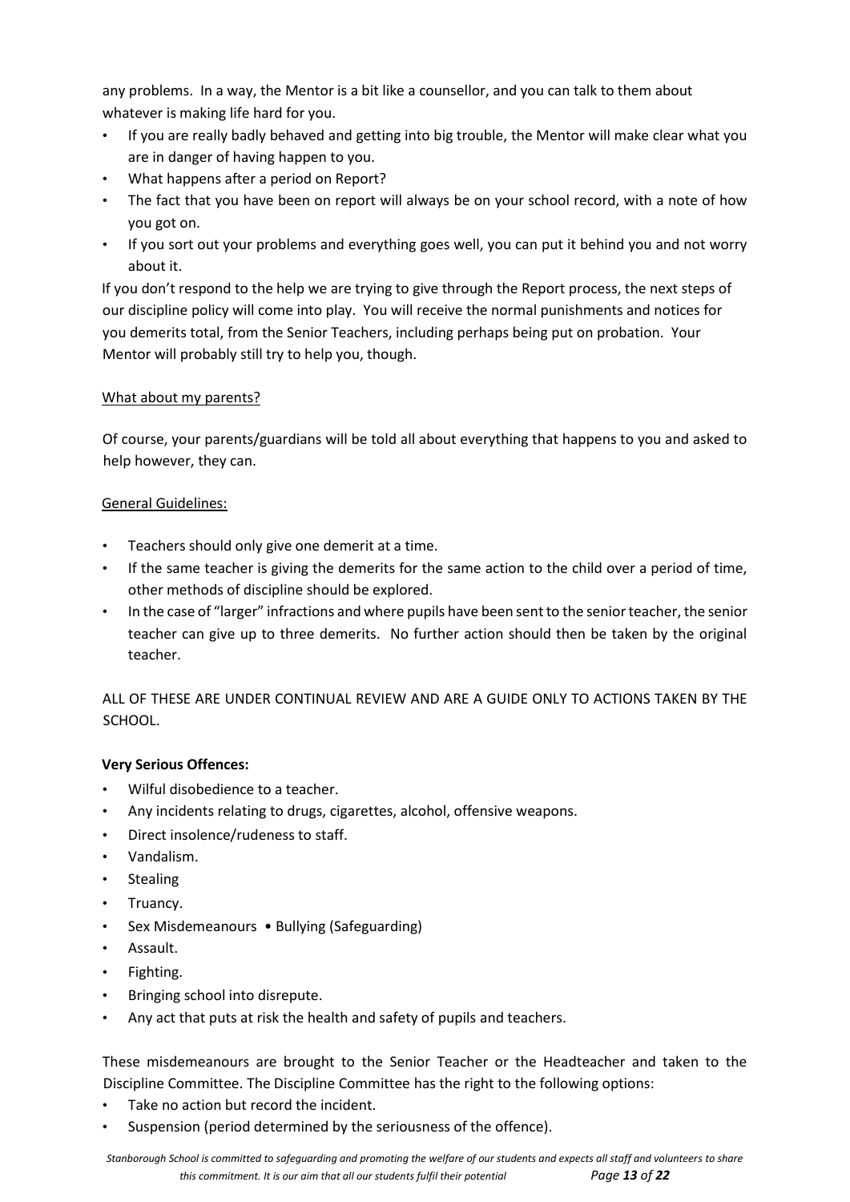any problems. In a way, the Mentor is a bit like a counsellor, and you can talk to them about whatever is making life hard for you.

- If you are really badly behaved and getting into big trouble, the Mentor will make clear what you are in danger of having happen to you.
- What happens after a period on Report?
- The fact that you have been on report will always be on your school record, with a note of how you got on.
- If you sort out your problems and everything goes well, you can put it behind you and not worry about it.

If you don't respond to the help we are trying to give through the Report process, the next steps of our discipline policy will come into play. You will receive the normal punishments and notices for you demerits total, from the Senior Teachers, including perhaps being put on probation. Your Mentor will probably still try to help you, though.

<u>What about my parents?</u>

Of course, your parents/guardians will be told all about everything that happens to you and asked to help however, they can.

<u>General Guidelines:</u>

- Teachers should only give one demerit at a time.
- If the same teacher is giving the demerits for the same action to the child over a period of time, other methods of discipline should be explored.
- In the case of "larger" infractions and where pupils have been sent to the senior teacher, the senior teacher can give up to three demerits. No further action should then be taken by the original teacher.

ALL OF THESE ARE UNDER CONTINUAL REVIEW AND ARE A GUIDE ONLY TO ACTIONS TAKEN BY THE SCHOOL.

**Very Serious Offences:**

- Wilful disobedience to a teacher.
- Any incidents relating to drugs, cigarettes, alcohol, offensive weapons.
- Direct insolence/rudeness to staff.
- Vandalism.
- Stealing
- Truancy.
- Sex Misdemeanours • Bullying (Safeguarding)
- Assault.
- Fighting.
- Bringing school into disrepute.
- Any act that puts at risk the health and safety of pupils and teachers.

These misdemeanours are brought to the Senior Teacher or the Headteacher and taken to the Discipline Committee. The Discipline Committee has the right to the following options:

- Take no action but record the incident.
- Suspension (period determined by the seriousness of the offence).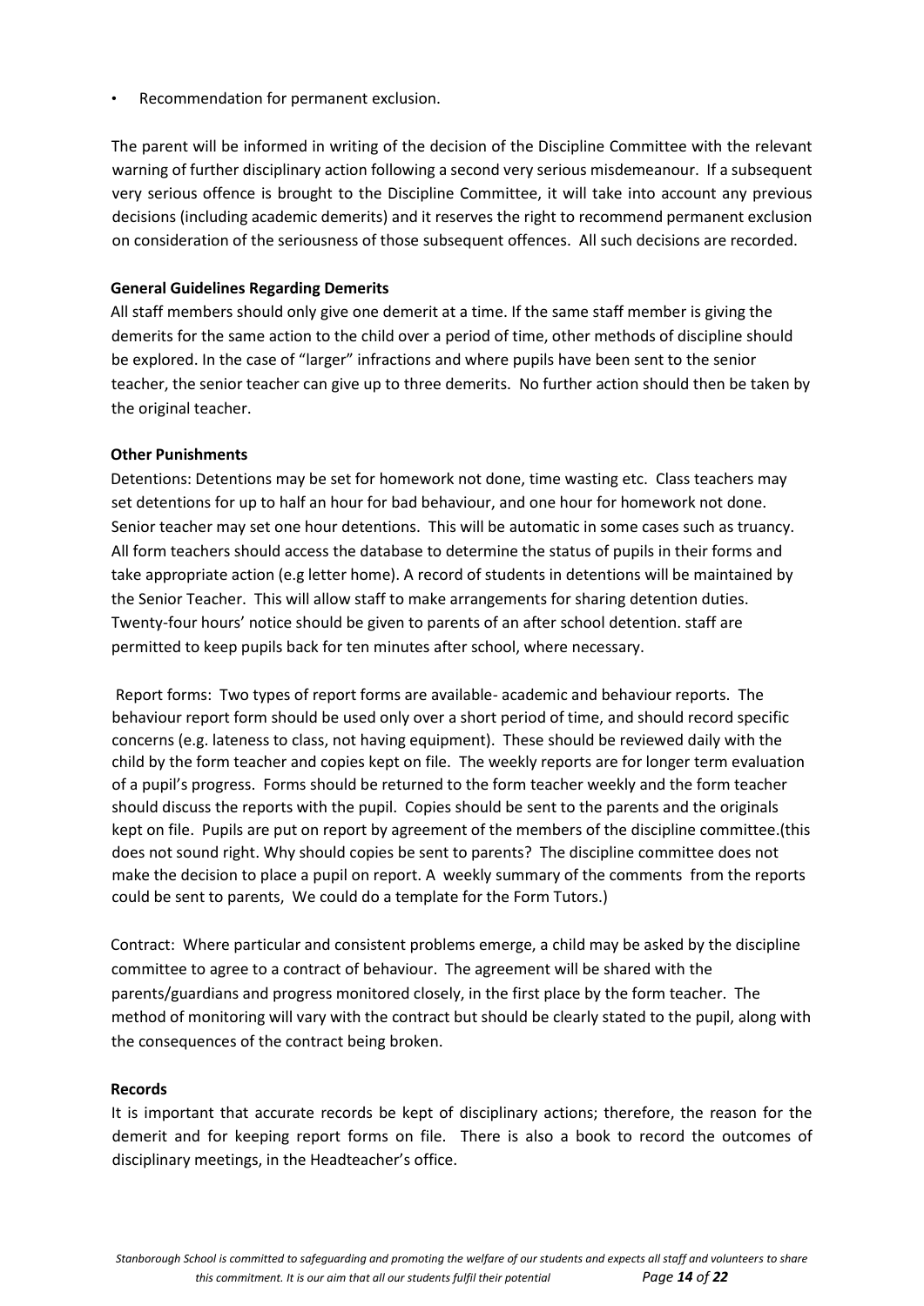- Recommendation for permanent exclusion.

The parent will be informed in writing of the decision of the Discipline Committee with the relevant warning of further disciplinary action following a second very serious misdemeanour. If a subsequent very serious offence is brought to the Discipline Committee, it will take into account any previous decisions (including academic demerits) and it reserves the right to recommend permanent exclusion on consideration of the seriousness of those subsequent offences. All such decisions are recorded.

**General Guidelines Regarding Demerits**

All staff members should only give one demerit at a time. If the same staff member is giving the demerits for the same action to the child over a period of time, other methods of discipline should be explored. In the case of "larger" infractions and where pupils have been sent to the senior teacher, the senior teacher can give up to three demerits. No further action should then be taken by the original teacher.

**Other Punishments**

Detentions: Detentions may be set for homework not done, time wasting etc. Class teachers may set detentions for up to half an hour for bad behaviour, and one hour for homework not done. Senior teacher may set one hour detentions. This will be automatic in some cases such as truancy. All form teachers should access the database to determine the status of pupils in their forms and take appropriate action (e.g letter home). A record of students in detentions will be maintained by the Senior Teacher. This will allow staff to make arrangements for sharing detention duties. Twenty-four hours' notice should be given to parents of an after school detention. staff are permitted to keep pupils back for ten minutes after school, where necessary.

Report forms: Two types of report forms are available- academic and behaviour reports. The behaviour report form should be used only over a short period of time, and should record specific concerns (e.g. lateness to class, not having equipment). These should be reviewed daily with the child by the form teacher and copies kept on file. The weekly reports are for longer term evaluation of a pupil's progress. Forms should be returned to the form teacher weekly and the form teacher should discuss the reports with the pupil. Copies should be sent to the parents and the originals kept on file. Pupils are put on report by agreement of the members of the discipline committee.(this does not sound right. Why should copies be sent to parents? The discipline committee does not make the decision to place a pupil on report. A weekly summary of the comments from the reports could be sent to parents, We could do a template for the Form Tutors.)

Contract: Where particular and consistent problems emerge, a child may be asked by the discipline committee to agree to a contract of behaviour. The agreement will be shared with the parents/guardians and progress monitored closely, in the first place by the form teacher. The method of monitoring will vary with the contract but should be clearly stated to the pupil, along with the consequences of the contract being broken.

**Records**

It is important that accurate records be kept of disciplinary actions; therefore, the reason for the demerit and for keeping report forms on file. There is also a book to record the outcomes of disciplinary meetings, in the Headteacher's office.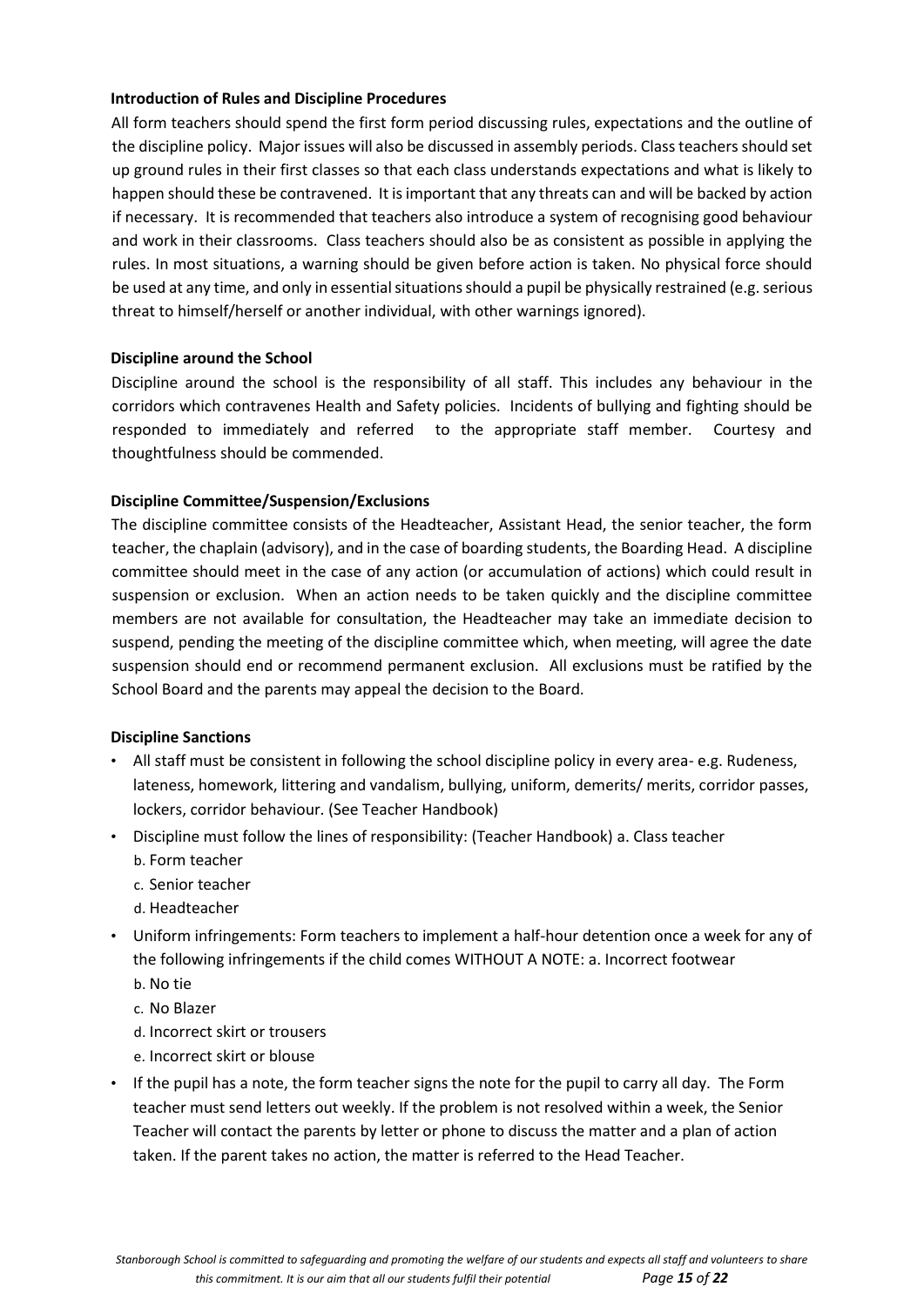### Introduction of Rules and Discipline Procedures

All form teachers should spend the first form period discussing rules, expectations and the outline of the discipline policy. Major issues will also be discussed in assembly periods. Class teachers should set up ground rules in their first classes so that each class understands expectations and what is likely to happen should these be contravened. It is important that any threats can and will be backed by action if necessary. It is recommended that teachers also introduce a system of recognising good behaviour and work in their classrooms. Class teachers should also be as consistent as possible in applying the rules. In most situations, a warning should be given before action is taken. No physical force should be used at any time, and only in essential situations should a pupil be physically restrained (e.g. serious threat to himself/herself or another individual, with other warnings ignored).

### Discipline around the School

Discipline around the school is the responsibility of all staff. This includes any behaviour in the corridors which contravenes Health and Safety policies. Incidents of bullying and fighting should be responded to immediately and referred to the appropriate staff member. Courtesy and thoughtfulness should be commended.

### Discipline Committee/Suspension/Exclusions

The discipline committee consists of the Headteacher, Assistant Head, the senior teacher, the form teacher, the chaplain (advisory), and in the case of boarding students, the Boarding Head. A discipline committee should meet in the case of any action (or accumulation of actions) which could result in suspension or exclusion. When an action needs to be taken quickly and the discipline committee members are not available for consultation, the Headteacher may take an immediate decision to suspend, pending the meeting of the discipline committee which, when meeting, will agree the date suspension should end or recommend permanent exclusion. All exclusions must be ratified by the School Board and the parents may appeal the decision to the Board.

### Discipline Sanctions

- All staff must be consistent in following the school discipline policy in every area- e.g. Rudeness, lateness, homework, littering and vandalism, bullying, uniform, demerits/ merits, corridor passes, lockers, corridor behaviour. (See Teacher Handbook)
- Discipline must follow the lines of responsibility: (Teacher Handbook) a. Class teacher
  b. Form teacher
  c. Senior teacher
  d. Headteacher
- Uniform infringements: Form teachers to implement a half-hour detention once a week for any of the following infringements if the child comes WITHOUT A NOTE: a. Incorrect footwear
  b. No tie
  c. No Blazer
  d. Incorrect skirt or trousers
  e. Incorrect skirt or blouse
- If the pupil has a note, the form teacher signs the note for the pupil to carry all day. The Form teacher must send letters out weekly. If the problem is not resolved within a week, the Senior Teacher will contact the parents by letter or phone to discuss the matter and a plan of action taken. If the parent takes no action, the matter is referred to the Head Teacher.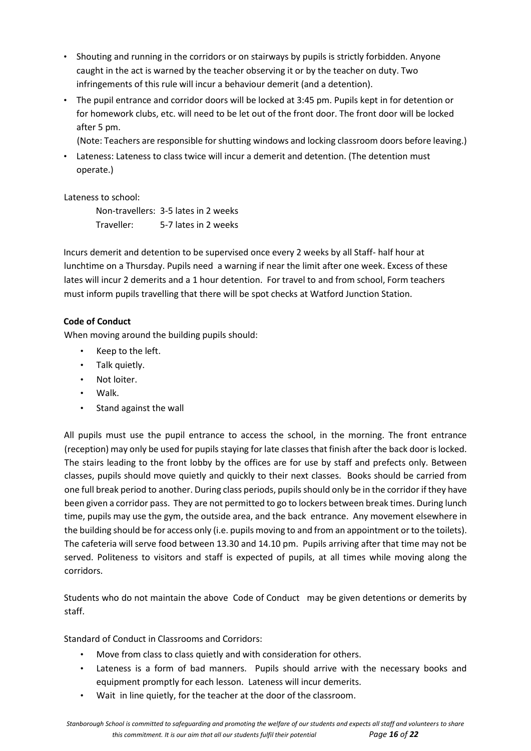- Shouting and running in the corridors or on stairways by pupils is strictly forbidden. Anyone caught in the act is warned by the teacher observing it or by the teacher on duty. Two infringements of this rule will incur a behaviour demerit (and a detention).
- The pupil entrance and corridor doors will be locked at 3:45 pm. Pupils kept in for detention or for homework clubs, etc. will need to be let out of the front door. The front door will be locked after 5 pm.
  (Note: Teachers are responsible for shutting windows and locking classroom doors before leaving.)
- Lateness: Lateness to class twice will incur a demerit and detention. (The detention must operate.)

Lateness to school:

| | |
|---|---|
| Non-travellers: | 3-5 lates in 2 weeks |
| Traveller: | 5-7 lates in 2 weeks |

Incurs demerit and detention to be supervised once every 2 weeks by all Staff- half hour at lunchtime on a Thursday. Pupils need a warning if near the limit after one week. Excess of these lates will incur 2 demerits and a 1 hour detention. For travel to and from school, Form teachers must inform pupils travelling that there will be spot checks at Watford Junction Station.

**Code of Conduct**

When moving around the building pupils should:

- Keep to the left.
- Talk quietly.
- Not loiter.
- Walk.
- Stand against the wall

All pupils must use the pupil entrance to access the school, in the morning. The front entrance (reception) may only be used for pupils staying for late classes that finish after the back door is locked. The stairs leading to the front lobby by the offices are for use by staff and prefects only. Between classes, pupils should move quietly and quickly to their next classes. Books should be carried from one full break period to another. During class periods, pupils should only be in the corridor if they have been given a corridor pass. They are not permitted to go to lockers between break times. During lunch time, pupils may use the gym, the outside area, and the back entrance. Any movement elsewhere in the building should be for access only (i.e. pupils moving to and from an appointment or to the toilets). The cafeteria will serve food between 13.30 and 14.10 pm. Pupils arriving after that time may not be served. Politeness to visitors and staff is expected of pupils, at all times while moving along the corridors.

Students who do not maintain the above Code of Conduct may be given detentions or demerits by staff.

Standard of Conduct in Classrooms and Corridors:

- Move from class to class quietly and with consideration for others.
- Lateness is a form of bad manners. Pupils should arrive with the necessary books and equipment promptly for each lesson. Lateness will incur demerits.
- Wait in line quietly, for the teacher at the door of the classroom.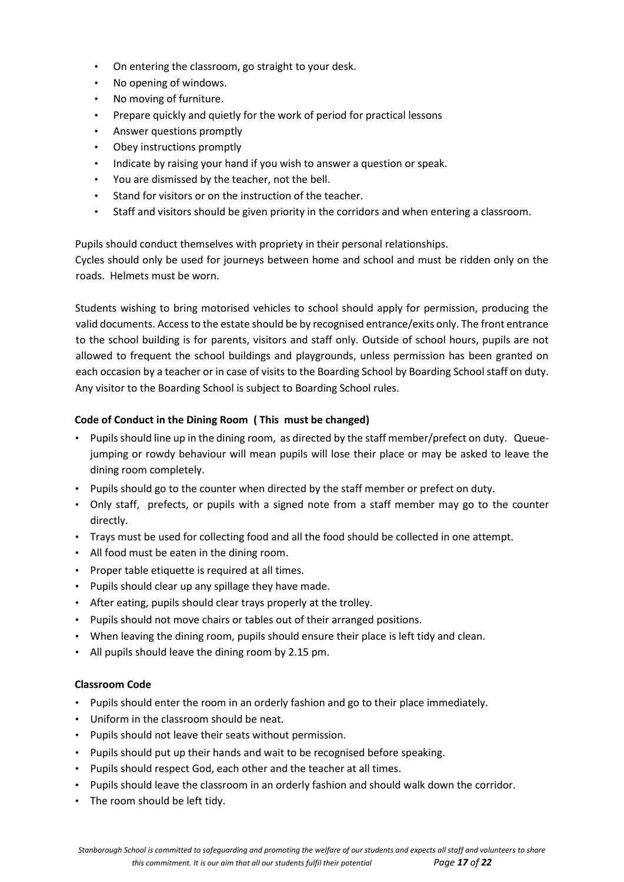- On entering the classroom, go straight to your desk.
- No opening of windows.
- No moving of furniture.
- Prepare quickly and quietly for the work of period for practical lessons
- Answer questions promptly
- Obey instructions promptly
- Indicate by raising your hand if you wish to answer a question or speak.
- You are dismissed by the teacher, not the bell.
- Stand for visitors or on the instruction of the teacher.
- Staff and visitors should be given priority in the corridors and when entering a classroom.

Pupils should conduct themselves with propriety in their personal relationships.
Cycles should only be used for journeys between home and school and must be ridden only on the roads. Helmets must be worn.

Students wishing to bring motorised vehicles to school should apply for permission, producing the valid documents. Access to the estate should be by recognised entrance/exits only. The front entrance to the school building is for parents, visitors and staff only. Outside of school hours, pupils are not allowed to frequent the school buildings and playgrounds, unless permission has been granted on each occasion by a teacher or in case of visits to the Boarding School by Boarding School staff on duty. Any visitor to the Boarding School is subject to Boarding School rules.

**Code of Conduct in the Dining Room ( This must be changed)**

- Pupils should line up in the dining room, as directed by the staff member/prefect on duty. Queue-jumping or rowdy behaviour will mean pupils will lose their place or may be asked to leave the dining room completely.
- Pupils should go to the counter when directed by the staff member or prefect on duty.
- Only staff, prefects, or pupils with a signed note from a staff member may go to the counter directly.
- Trays must be used for collecting food and all the food should be collected in one attempt.
- All food must be eaten in the dining room.
- Proper table etiquette is required at all times.
- Pupils should clear up any spillage they have made.
- After eating, pupils should clear trays properly at the trolley.
- Pupils should not move chairs or tables out of their arranged positions.
- When leaving the dining room, pupils should ensure their place is left tidy and clean.
- All pupils should leave the dining room by 2.15 pm.

**Classroom Code**

- Pupils should enter the room in an orderly fashion and go to their place immediately.
- Uniform in the classroom should be neat.
- Pupils should not leave their seats without permission.
- Pupils should put up their hands and wait to be recognised before speaking.
- Pupils should respect God, each other and the teacher at all times.
- Pupils should leave the classroom in an orderly fashion and should walk down the corridor.
- The room should be left tidy.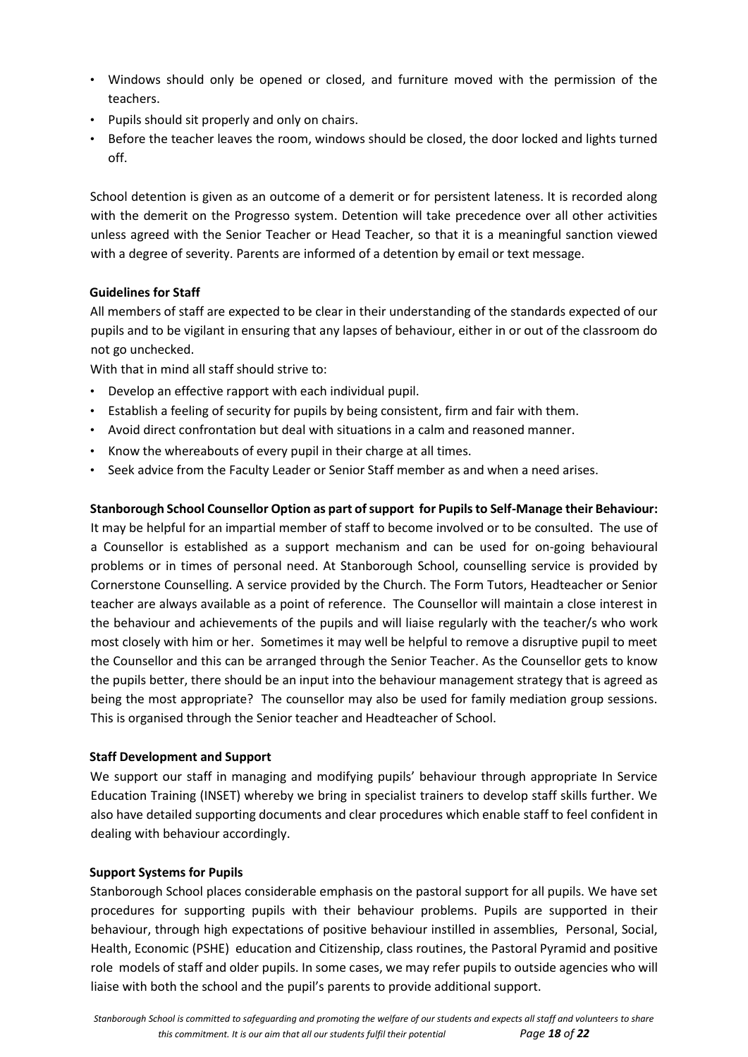- Windows should only be opened or closed, and furniture moved with the permission of the teachers.
- Pupils should sit properly and only on chairs.
- Before the teacher leaves the room, windows should be closed, the door locked and lights turned off.

School detention is given as an outcome of a demerit or for persistent lateness. It is recorded along with the demerit on the Progresso system. Detention will take precedence over all other activities unless agreed with the Senior Teacher or Head Teacher, so that it is a meaningful sanction viewed with a degree of severity. Parents are informed of a detention by email or text message.

**Guidelines for Staff**

All members of staff are expected to be clear in their understanding of the standards expected of our pupils and to be vigilant in ensuring that any lapses of behaviour, either in or out of the classroom do not go unchecked.

With that in mind all staff should strive to:

- Develop an effective rapport with each individual pupil.
- Establish a feeling of security for pupils by being consistent, firm and fair with them.
- Avoid direct confrontation but deal with situations in a calm and reasoned manner.
- Know the whereabouts of every pupil in their charge at all times.
- Seek advice from the Faculty Leader or Senior Staff member as and when a need arises.

**Stanborough School Counsellor Option as part of support for Pupils to Self-Manage their Behaviour:**

It may be helpful for an impartial member of staff to become involved or to be consulted. The use of a Counsellor is established as a support mechanism and can be used for on-going behavioural problems or in times of personal need. At Stanborough School, counselling service is provided by Cornerstone Counselling. A service provided by the Church. The Form Tutors, Headteacher or Senior teacher are always available as a point of reference. The Counsellor will maintain a close interest in the behaviour and achievements of the pupils and will liaise regularly with the teacher/s who work most closely with him or her. Sometimes it may well be helpful to remove a disruptive pupil to meet the Counsellor and this can be arranged through the Senior Teacher. As the Counsellor gets to know the pupils better, there should be an input into the behaviour management strategy that is agreed as being the most appropriate? The counsellor may also be used for family mediation group sessions. This is organised through the Senior teacher and Headteacher of School.

**Staff Development and Support**

We support our staff in managing and modifying pupils' behaviour through appropriate In Service Education Training (INSET) whereby we bring in specialist trainers to develop staff skills further. We also have detailed supporting documents and clear procedures which enable staff to feel confident in dealing with behaviour accordingly.

**Support Systems for Pupils**

Stanborough School places considerable emphasis on the pastoral support for all pupils. We have set procedures for supporting pupils with their behaviour problems. Pupils are supported in their behaviour, through high expectations of positive behaviour instilled in assemblies, Personal, Social, Health, Economic (PSHE) education and Citizenship, class routines, the Pastoral Pyramid and positive role models of staff and older pupils. In some cases, we may refer pupils to outside agencies who will liaise with both the school and the pupil's parents to provide additional support.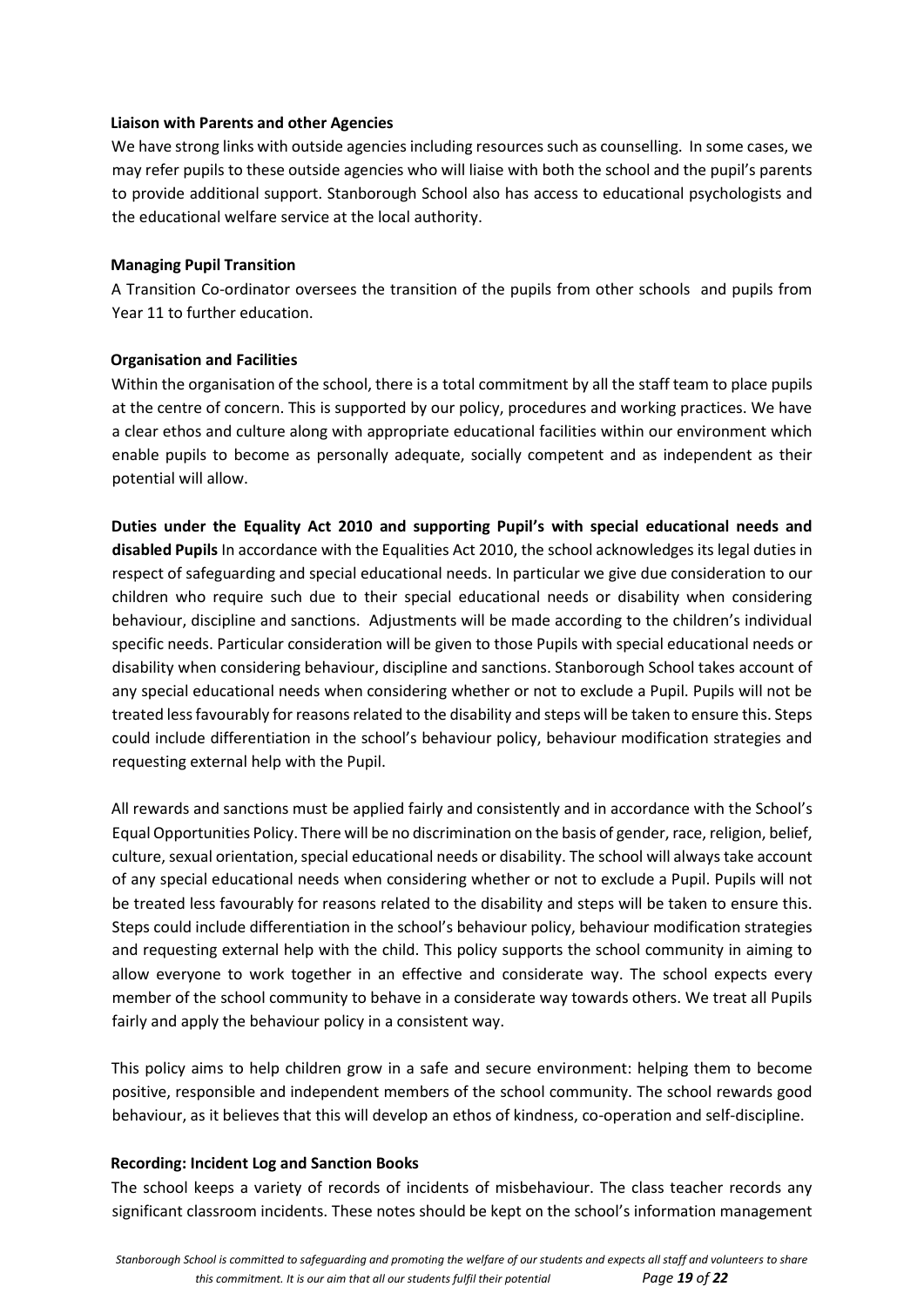**Liaison with Parents and other Agencies**

We have strong links with outside agencies including resources such as counselling. In some cases, we may refer pupils to these outside agencies who will liaise with both the school and the pupil's parents to provide additional support. Stanborough School also has access to educational psychologists and the educational welfare service at the local authority.

**Managing Pupil Transition**

A Transition Co-ordinator oversees the transition of the pupils from other schools and pupils from Year 11 to further education.

**Organisation and Facilities**

Within the organisation of the school, there is a total commitment by all the staff team to place pupils at the centre of concern. This is supported by our policy, procedures and working practices. We have a clear ethos and culture along with appropriate educational facilities within our environment which enable pupils to become as personally adequate, socially competent and as independent as their potential will allow.

**Duties under the Equality Act 2010 and supporting Pupil's with special educational needs and disabled Pupils** In accordance with the Equalities Act 2010, the school acknowledges its legal duties in respect of safeguarding and special educational needs. In particular we give due consideration to our children who require such due to their special educational needs or disability when considering behaviour, discipline and sanctions. Adjustments will be made according to the children's individual specific needs. Particular consideration will be given to those Pupils with special educational needs or disability when considering behaviour, discipline and sanctions. Stanborough School takes account of any special educational needs when considering whether or not to exclude a Pupil. Pupils will not be treated less favourably for reasons related to the disability and steps will be taken to ensure this. Steps could include differentiation in the school's behaviour policy, behaviour modification strategies and requesting external help with the Pupil.

All rewards and sanctions must be applied fairly and consistently and in accordance with the School's Equal Opportunities Policy. There will be no discrimination on the basis of gender, race, religion, belief, culture, sexual orientation, special educational needs or disability. The school will always take account of any special educational needs when considering whether or not to exclude a Pupil. Pupils will not be treated less favourably for reasons related to the disability and steps will be taken to ensure this. Steps could include differentiation in the school's behaviour policy, behaviour modification strategies and requesting external help with the child. This policy supports the school community in aiming to allow everyone to work together in an effective and considerate way. The school expects every member of the school community to behave in a considerate way towards others. We treat all Pupils fairly and apply the behaviour policy in a consistent way.

This policy aims to help children grow in a safe and secure environment: helping them to become positive, responsible and independent members of the school community. The school rewards good behaviour, as it believes that this will develop an ethos of kindness, co-operation and self-discipline.

**Recording: Incident Log and Sanction Books**

The school keeps a variety of records of incidents of misbehaviour. The class teacher records any significant classroom incidents. These notes should be kept on the school's information management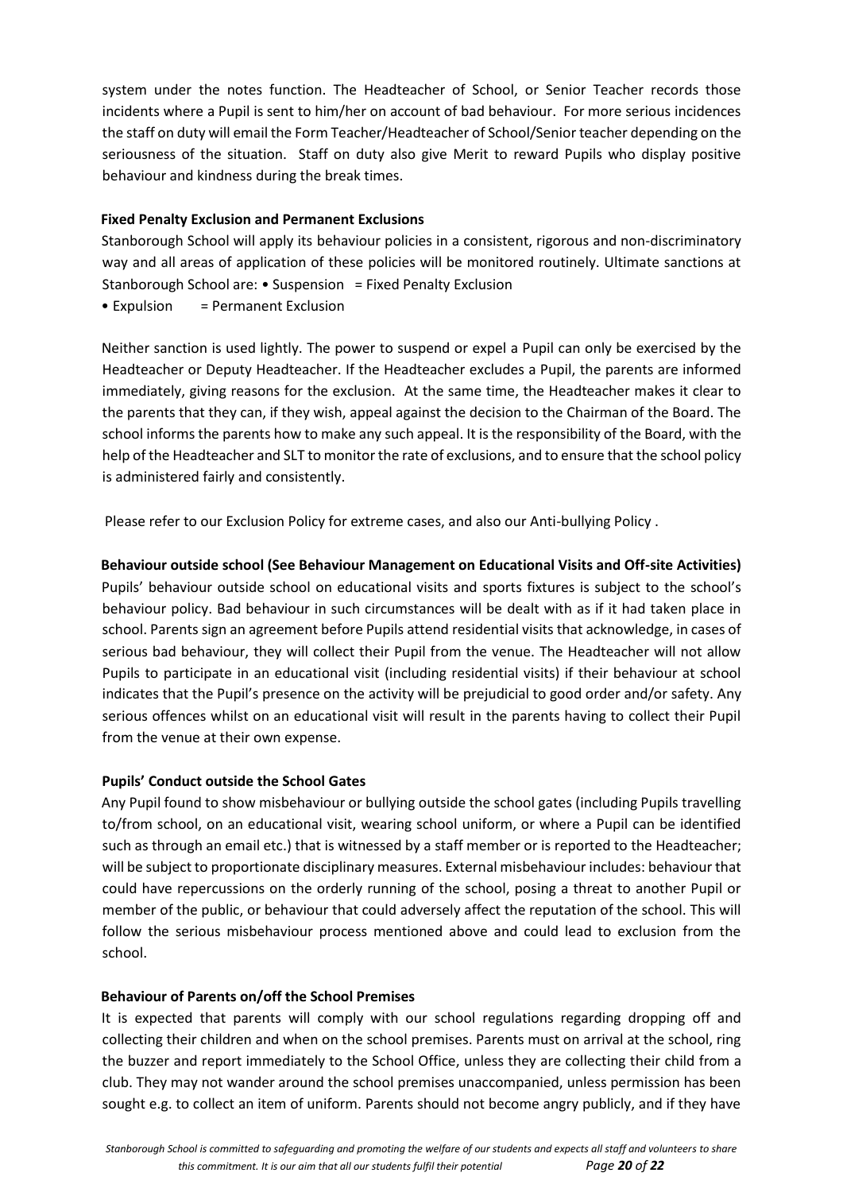system under the notes function. The Headteacher of School, or Senior Teacher records those incidents where a Pupil is sent to him/her on account of bad behaviour. For more serious incidences the staff on duty will email the Form Teacher/Headteacher of School/Senior teacher depending on the seriousness of the situation. Staff on duty also give Merit to reward Pupils who display positive behaviour and kindness during the break times.

**Fixed Penalty Exclusion and Permanent Exclusions**

Stanborough School will apply its behaviour policies in a consistent, rigorous and non-discriminatory way and all areas of application of these policies will be monitored routinely. Ultimate sanctions at Stanborough School are: • Suspension = Fixed Penalty Exclusion

• Expulsion = Permanent Exclusion

Neither sanction is used lightly. The power to suspend or expel a Pupil can only be exercised by the Headteacher or Deputy Headteacher. If the Headteacher excludes a Pupil, the parents are informed immediately, giving reasons for the exclusion. At the same time, the Headteacher makes it clear to the parents that they can, if they wish, appeal against the decision to the Chairman of the Board. The school informs the parents how to make any such appeal. It is the responsibility of the Board, with the help of the Headteacher and SLT to monitor the rate of exclusions, and to ensure that the school policy is administered fairly and consistently.

Please refer to our Exclusion Policy for extreme cases, and also our Anti-bullying Policy .

**Behaviour outside school (See Behaviour Management on Educational Visits and Off-site Activities)**

Pupils' behaviour outside school on educational visits and sports fixtures is subject to the school's behaviour policy. Bad behaviour in such circumstances will be dealt with as if it had taken place in school. Parents sign an agreement before Pupils attend residential visits that acknowledge, in cases of serious bad behaviour, they will collect their Pupil from the venue. The Headteacher will not allow Pupils to participate in an educational visit (including residential visits) if their behaviour at school indicates that the Pupil's presence on the activity will be prejudicial to good order and/or safety. Any serious offences whilst on an educational visit will result in the parents having to collect their Pupil from the venue at their own expense.

**Pupils' Conduct outside the School Gates**

Any Pupil found to show misbehaviour or bullying outside the school gates (including Pupils travelling to/from school, on an educational visit, wearing school uniform, or where a Pupil can be identified such as through an email etc.) that is witnessed by a staff member or is reported to the Headteacher; will be subject to proportionate disciplinary measures. External misbehaviour includes: behaviour that could have repercussions on the orderly running of the school, posing a threat to another Pupil or member of the public, or behaviour that could adversely affect the reputation of the school. This will follow the serious misbehaviour process mentioned above and could lead to exclusion from the school.

**Behaviour of Parents on/off the School Premises**

It is expected that parents will comply with our school regulations regarding dropping off and collecting their children and when on the school premises. Parents must on arrival at the school, ring the buzzer and report immediately to the School Office, unless they are collecting their child from a club. They may not wander around the school premises unaccompanied, unless permission has been sought e.g. to collect an item of uniform. Parents should not become angry publicly, and if they have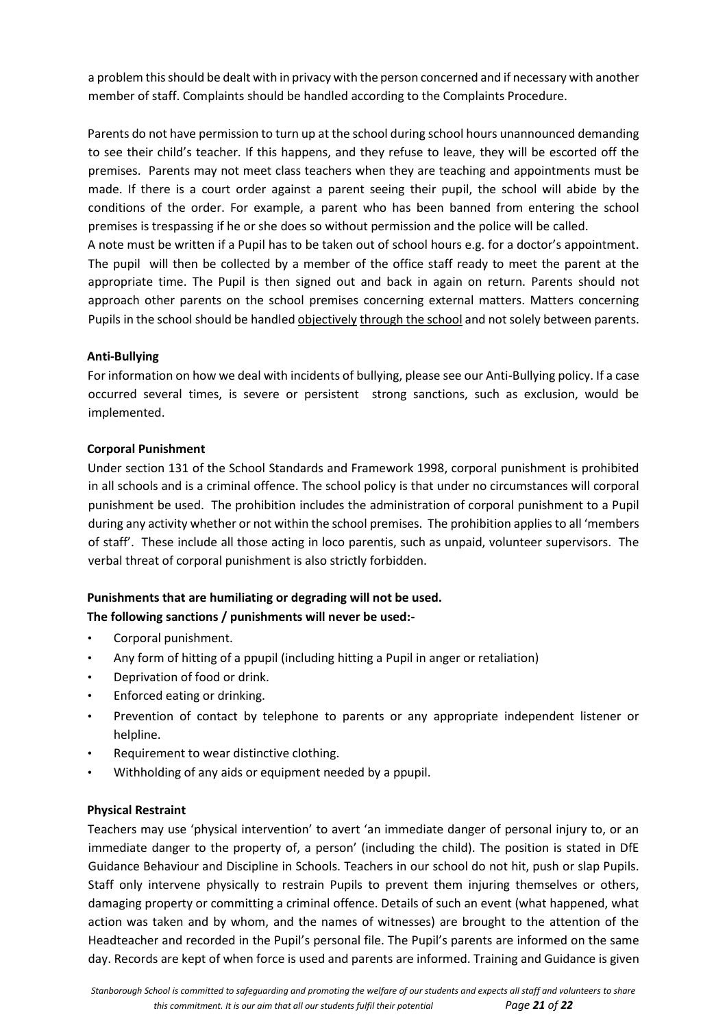a problem this should be dealt with in privacy with the person concerned and if necessary with another member of staff. Complaints should be handled according to the Complaints Procedure.

Parents do not have permission to turn up at the school during school hours unannounced demanding to see their child's teacher. If this happens, and they refuse to leave, they will be escorted off the premises. Parents may not meet class teachers when they are teaching and appointments must be made. If there is a court order against a parent seeing their pupil, the school will abide by the conditions of the order. For example, a parent who has been banned from entering the school premises is trespassing if he or she does so without permission and the police will be called.
A note must be written if a Pupil has to be taken out of school hours e.g. for a doctor's appointment. The pupil will then be collected by a member of the office staff ready to meet the parent at the appropriate time. The Pupil is then signed out and back in again on return. Parents should not approach other parents on the school premises concerning external matters. Matters concerning Pupils in the school should be handled objectively through the school and not solely between parents.

**Anti-Bullying**

For information on how we deal with incidents of bullying, please see our Anti-Bullying policy. If a case occurred several times, is severe or persistent strong sanctions, such as exclusion, would be implemented.

**Corporal Punishment**

Under section 131 of the School Standards and Framework 1998, corporal punishment is prohibited in all schools and is a criminal offence. The school policy is that under no circumstances will corporal punishment be used. The prohibition includes the administration of corporal punishment to a Pupil during any activity whether or not within the school premises. The prohibition applies to all 'members of staff'. These include all those acting in loco parentis, such as unpaid, volunteer supervisors. The verbal threat of corporal punishment is also strictly forbidden.

**Punishments that are humiliating or degrading will not be used.**
**The following sanctions / punishments will never be used:-**

- Corporal punishment.
- Any form of hitting of a ppupil (including hitting a Pupil in anger or retaliation)
- Deprivation of food or drink.
- Enforced eating or drinking.
- Prevention of contact by telephone to parents or any appropriate independent listener or helpline.
- Requirement to wear distinctive clothing.
- Withholding of any aids or equipment needed by a ppupil.

**Physical Restraint**

Teachers may use 'physical intervention' to avert 'an immediate danger of personal injury to, or an immediate danger to the property of, a person' (including the child). The position is stated in DfE Guidance Behaviour and Discipline in Schools. Teachers in our school do not hit, push or slap Pupils. Staff only intervene physically to restrain Pupils to prevent them injuring themselves or others, damaging property or committing a criminal offence. Details of such an event (what happened, what action was taken and by whom, and the names of witnesses) are brought to the attention of the Headteacher and recorded in the Pupil's personal file. The Pupil's parents are informed on the same day. Records are kept of when force is used and parents are informed. Training and Guidance is given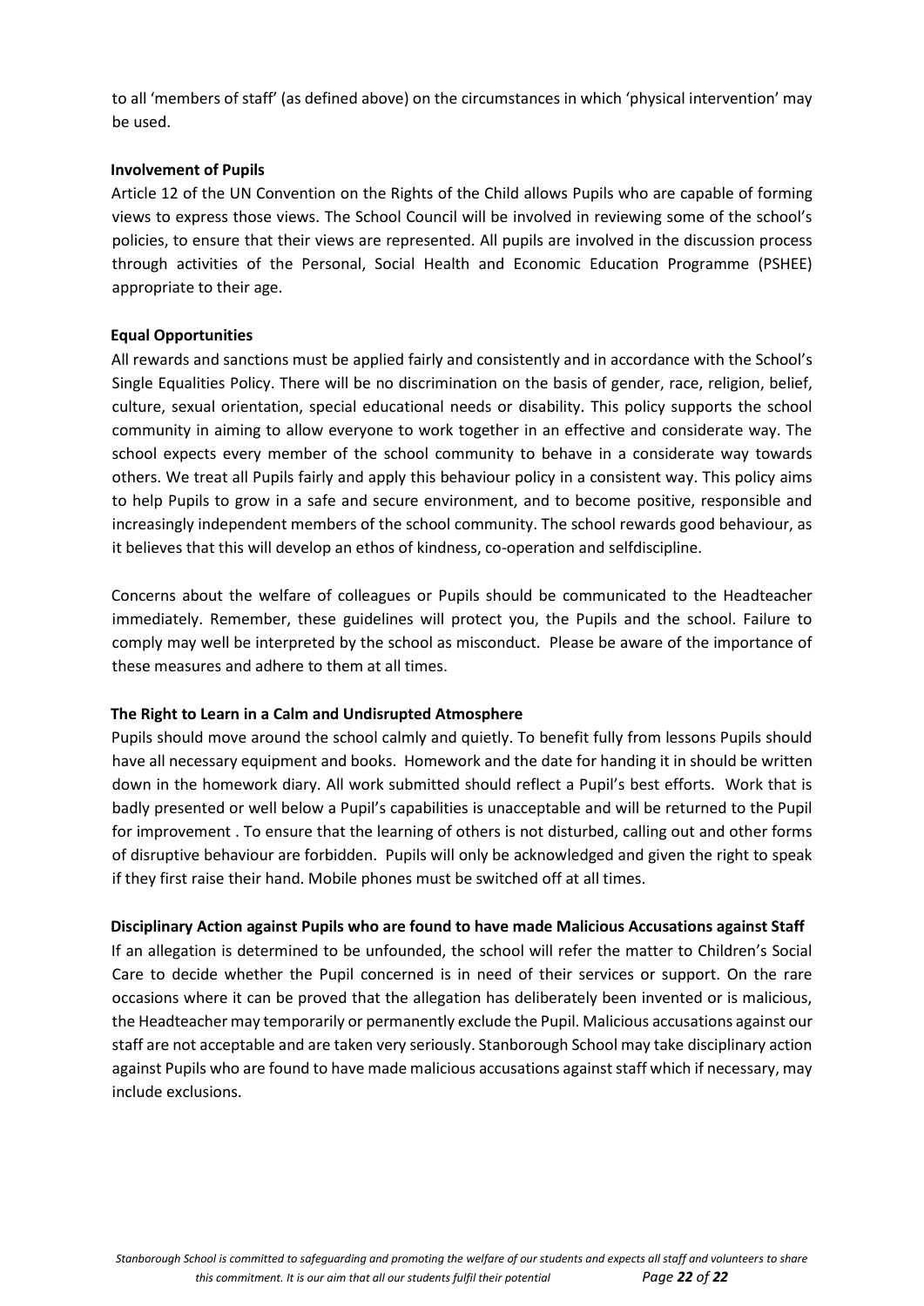to all 'members of staff' (as defined above) on the circumstances in which 'physical intervention' may be used.

**Involvement of Pupils**

Article 12 of the UN Convention on the Rights of the Child allows Pupils who are capable of forming views to express those views. The School Council will be involved in reviewing some of the school's policies, to ensure that their views are represented. All pupils are involved in the discussion process through activities of the Personal, Social Health and Economic Education Programme (PSHEE) appropriate to their age.

**Equal Opportunities**

All rewards and sanctions must be applied fairly and consistently and in accordance with the School's Single Equalities Policy. There will be no discrimination on the basis of gender, race, religion, belief, culture, sexual orientation, special educational needs or disability. This policy supports the school community in aiming to allow everyone to work together in an effective and considerate way. The school expects every member of the school community to behave in a considerate way towards others. We treat all Pupils fairly and apply this behaviour policy in a consistent way. This policy aims to help Pupils to grow in a safe and secure environment, and to become positive, responsible and increasingly independent members of the school community. The school rewards good behaviour, as it believes that this will develop an ethos of kindness, co-operation and selfdiscipline.

Concerns about the welfare of colleagues or Pupils should be communicated to the Headteacher immediately. Remember, these guidelines will protect you, the Pupils and the school. Failure to comply may well be interpreted by the school as misconduct. Please be aware of the importance of these measures and adhere to them at all times.

**The Right to Learn in a Calm and Undisrupted Atmosphere**

Pupils should move around the school calmly and quietly. To benefit fully from lessons Pupils should have all necessary equipment and books. Homework and the date for handing it in should be written down in the homework diary. All work submitted should reflect a Pupil's best efforts. Work that is badly presented or well below a Pupil's capabilities is unacceptable and will be returned to the Pupil for improvement . To ensure that the learning of others is not disturbed, calling out and other forms of disruptive behaviour are forbidden. Pupils will only be acknowledged and given the right to speak if they first raise their hand. Mobile phones must be switched off at all times.

**Disciplinary Action against Pupils who are found to have made Malicious Accusations against Staff**

If an allegation is determined to be unfounded, the school will refer the matter to Children's Social Care to decide whether the Pupil concerned is in need of their services or support. On the rare occasions where it can be proved that the allegation has deliberately been invented or is malicious, the Headteacher may temporarily or permanently exclude the Pupil. Malicious accusations against our staff are not acceptable and are taken very seriously. Stanborough School may take disciplinary action against Pupils who are found to have made malicious accusations against staff which if necessary, may include exclusions.